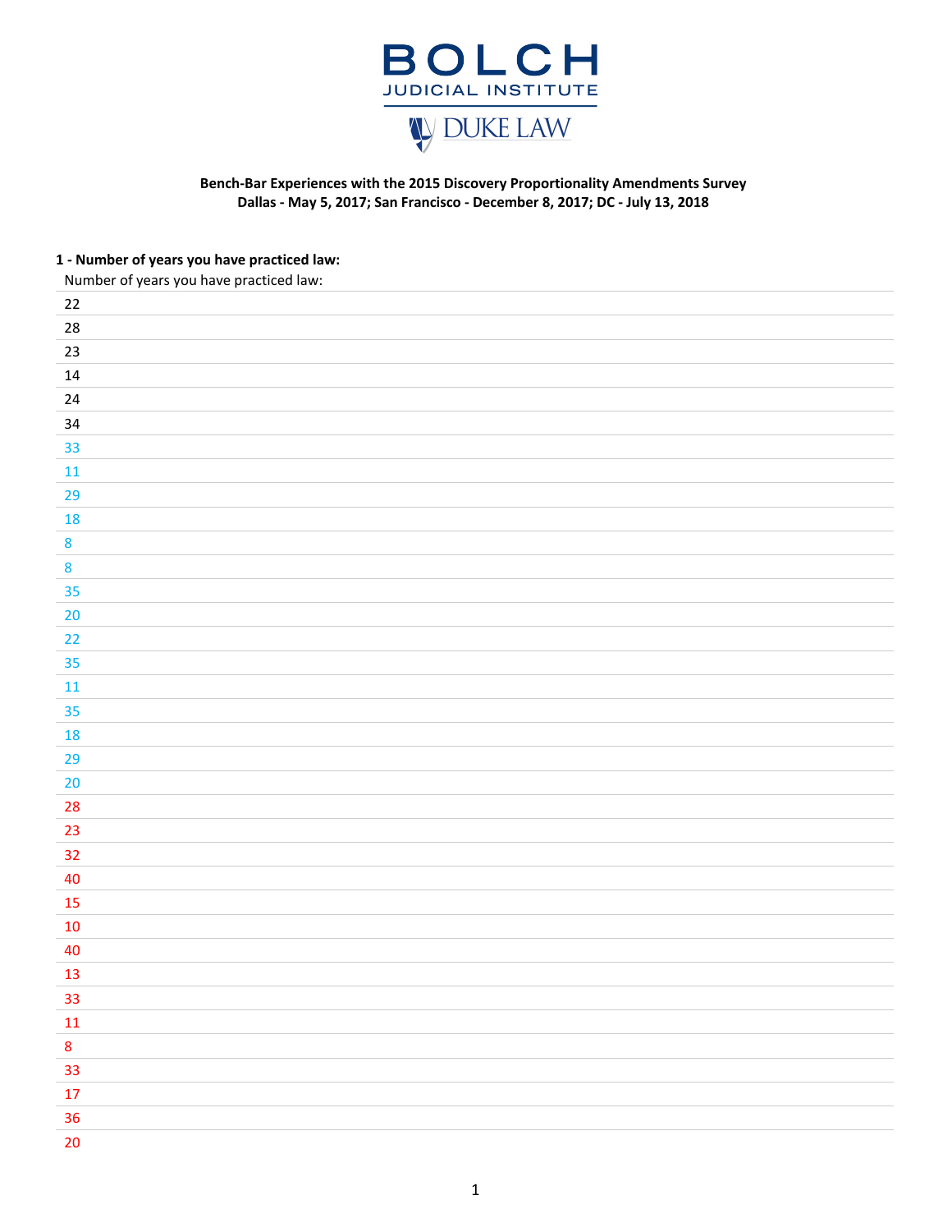BOLCH
JUDICIAL INSTITUTE
DUKE LAW

**Bench-Bar Experiences with the 2015 Discovery Proportionality Amendments Survey**
**Dallas - May 5, 2017; San Francisco - December 8, 2017; DC - July 13, 2018**

**1 - Number of years you have practiced law:**

| Number of years you have practiced law: |
|---|
| 22 |
| 28 |
| 23 |
| 14 |
| 24 |
| 34 |
| 33 |
| 11 |
| 29 |
| 18 |
| 8 |
| 8 |
| 35 |
| 20 |
| 22 |
| 35 |
| 11 |
| 35 |
| 18 |
| 29 |
| 20 |
| 28 |
| 23 |
| 32 |
| 40 |
| 15 |
| 10 |
| 40 |
| 13 |
| 33 |
| 11 |
| 8 |
| 33 |
| 17 |
| 36 |
| 20 |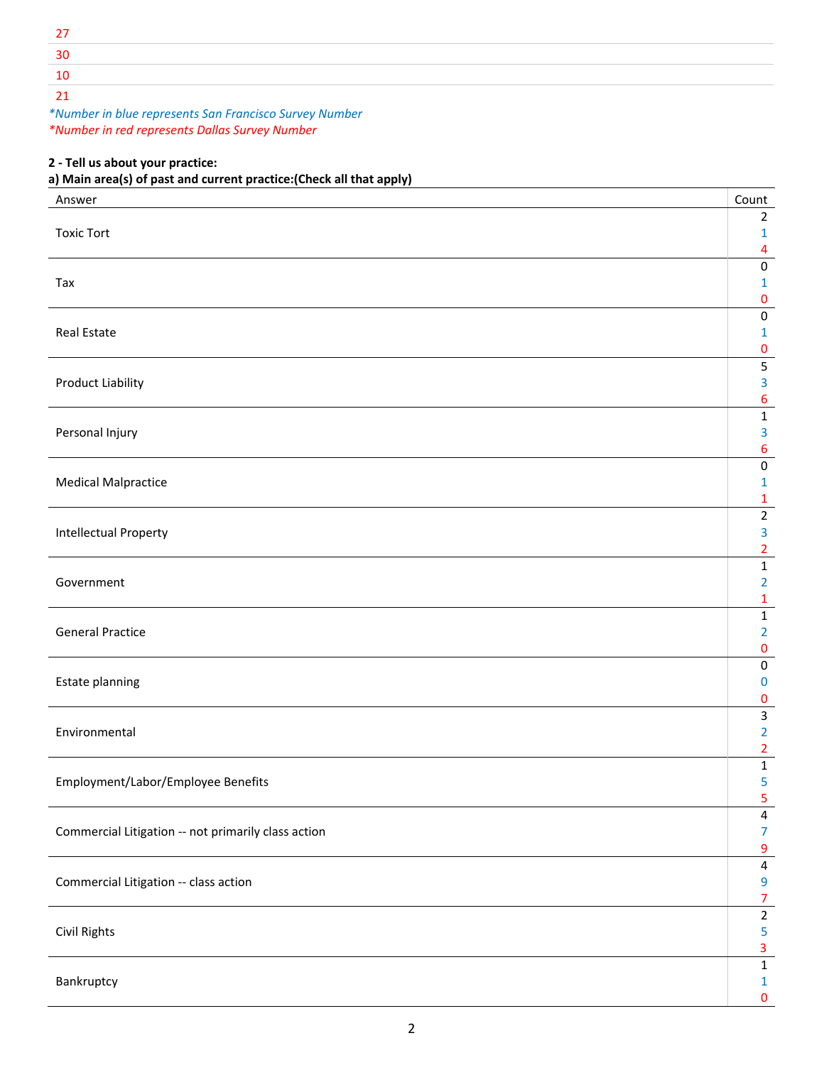27

30

10

21

*Number in blue represents San Francisco Survey Number*
*Number in red represents Dallas Survey Number*

**2 - Tell us about your practice:**
**a) Main area(s) of past and current practice:(Check all that apply)**

| Answer | Count |
|---|---|
| Toxic Tort | 2<br>1<br>4 |
| Tax | 0<br>1<br>0 |
| Real Estate | 0<br>1<br>0 |
| Product Liability | 5<br>3<br>6 |
| Personal Injury | 1<br>3<br>6 |
| Medical Malpractice | 0<br>1<br>1 |
| Intellectual Property | 2<br>3<br>2 |
| Government | 1<br>2<br>1 |
| General Practice | 1<br>2<br>0 |
| Estate planning | 0<br>0<br>0 |
| Environmental | 3<br>2<br>2 |
| Employment/Labor/Employee Benefits | 1<br>5<br>5 |
| Commercial Litigation -- not primarily class action | 4<br>7<br>9 |
| Commercial Litigation -- class action | 4<br>9<br>7 |
| Civil Rights | 2<br>5<br>3 |
| Bankruptcy | 1<br>1<br>0 |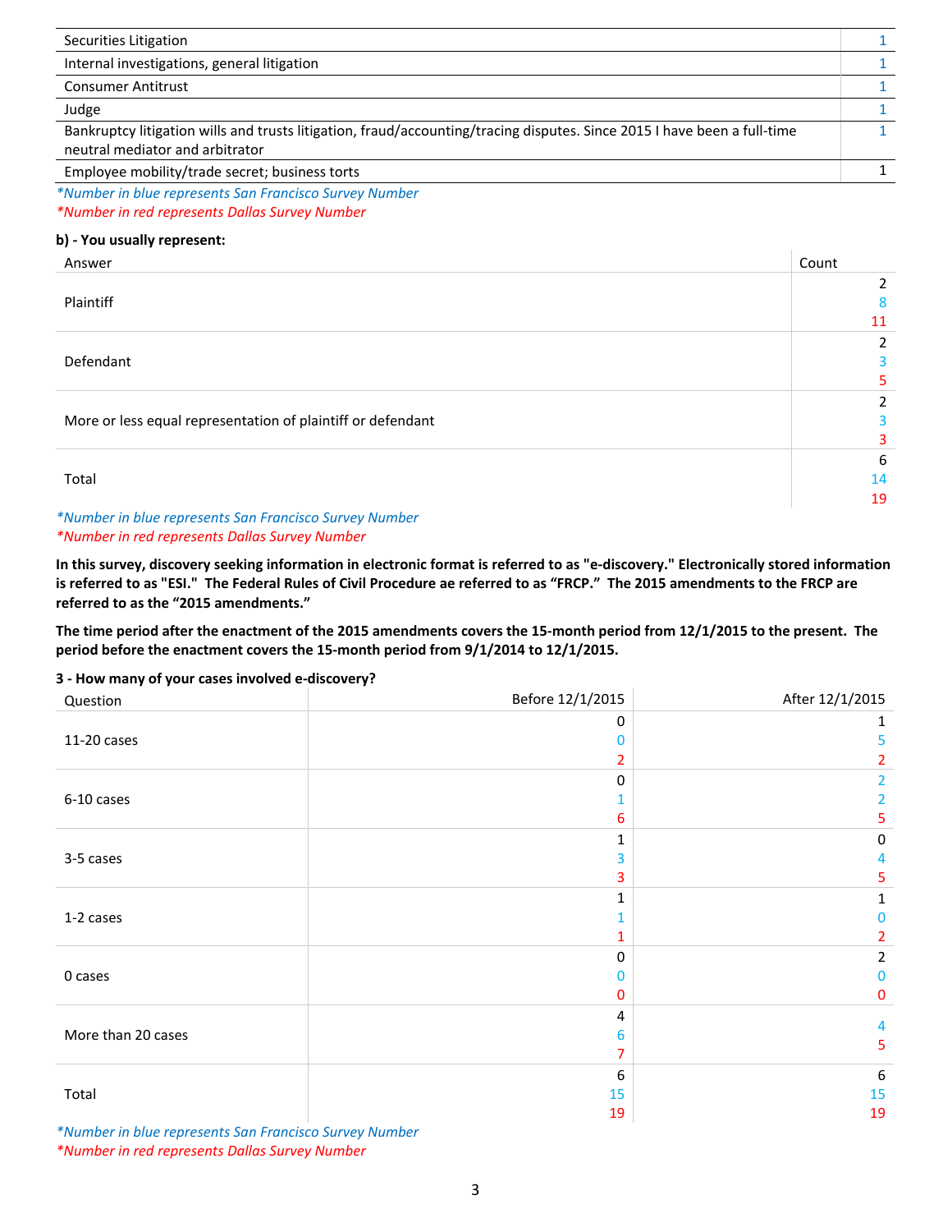| | |
|---|---|
| Securities Litigation | 1 |
| Internal investigations, general litigation | 1 |
| Consumer Antitrust | 1 |
| Judge | 1 |
| Bankruptcy litigation wills and trusts litigation, fraud/accounting/tracing disputes. Since 2015 I have been a full-time neutral mediator and arbitrator | 1 |
| Employee mobility/trade secret; business torts | 1 |

*\*Number in blue represents San Francisco Survey Number*
*\*Number in red represents Dallas Survey Number*

**b) - You usually represent:**

| Answer | Count |
|---|---|
| Plaintiff | 2<br>8<br>11 |
| Defendant | 2<br>3<br>5 |
| More or less equal representation of plaintiff or defendant | 2<br>3<br>3 |
| Total | 6<br>14<br>19 |

*\*Number in blue represents San Francisco Survey Number*
*\*Number in red represents Dallas Survey Number*

**In this survey, discovery seeking information in electronic format is referred to as "e-discovery." Electronically stored information is referred to as "ESI." The Federal Rules of Civil Procedure ae referred to as "FRCP." The 2015 amendments to the FRCP are referred to as the "2015 amendments."**

**The time period after the enactment of the 2015 amendments covers the 15-month period from 12/1/2015 to the present. The period before the enactment covers the 15-month period from 9/1/2014 to 12/1/2015.**

**3 - How many of your cases involved e-discovery?**

| Question | Before 12/1/2015 | After 12/1/2015 |
|---|---|---|
| 11-20 cases | 0<br>0<br>2 | 1<br>5<br>2 |
| 6-10 cases | 0<br>1<br>6 | 2<br>2<br>5 |
| 3-5 cases | 1<br>3<br>3 | 0<br>4<br>5 |
| 1-2 cases | 1<br>1<br>1 | 1<br>0<br>2 |
| 0 cases | 0<br>0<br>0 | 2<br>0<br>0 |
| More than 20 cases | 4<br>6<br>7 | 4<br>5 |
| Total | 6<br>15<br>19 | 6<br>15<br>19 |

*\*Number in blue represents San Francisco Survey Number*
*\*Number in red represents Dallas Survey Number*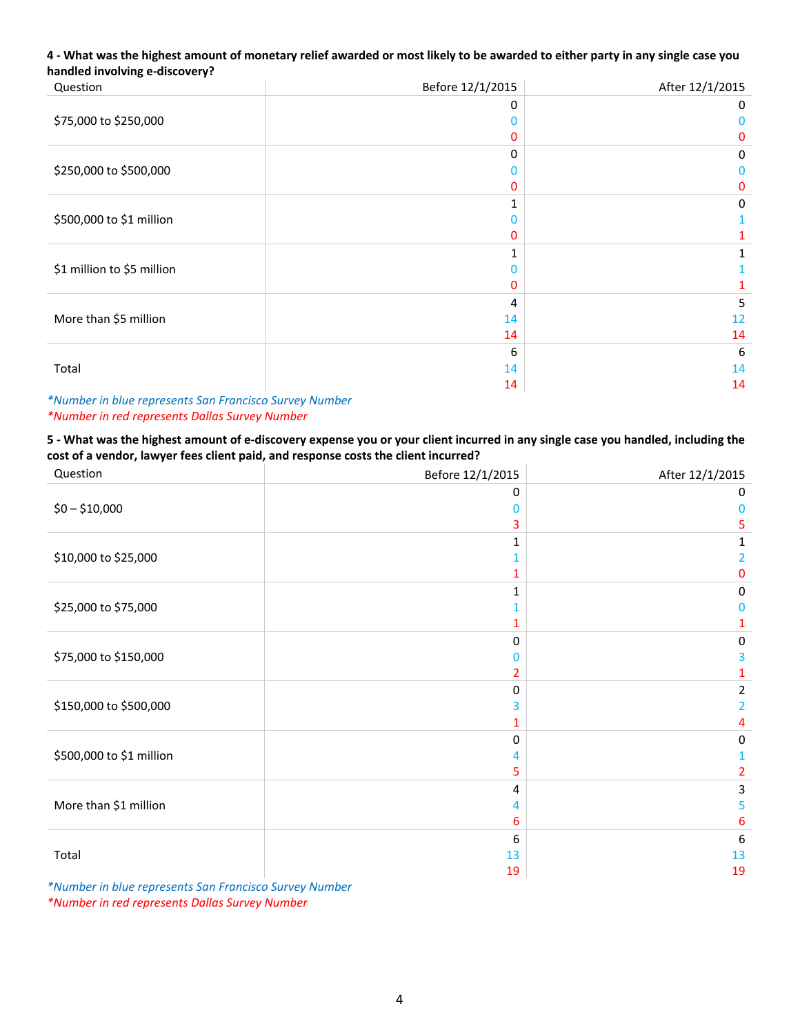**4 - What was the highest amount of monetary relief awarded or most likely to be awarded to either party in any single case you handled involving e-discovery?**

| Question | Before 12/1/2015 | After 12/1/2015 |
|---|---|---|
| $75,000 to $250,000 | 0<br>0<br>0 | 0<br>0<br>0 |
| $250,000 to $500,000 | 0<br>0<br>0 | 0<br>0<br>0 |
| $500,000 to $1 million | 1<br>0<br>0 | 0<br>1<br>1 |
| $1 million to $5 million | 1<br>0<br>0 | 1<br>1<br>1 |
| More than $5 million | 4<br>14<br>14 | 5<br>12<br>14 |
| Total | 6<br>14<br>14 | 6<br>14<br>14 |

*\*Number in blue represents San Francisco Survey Number*
*\*Number in red represents Dallas Survey Number*

**5 - What was the highest amount of e-discovery expense you or your client incurred in any single case you handled, including the cost of a vendor, lawyer fees client paid, and response costs the client incurred?**

| Question | Before 12/1/2015 | After 12/1/2015 |
|---|---|---|
| $0 – $10,000 | 0<br>0<br>3 | 0<br>0<br>5 |
| $10,000 to $25,000 | 1<br>1<br>1 | 1<br>2<br>0 |
| $25,000 to $75,000 | 1<br>1<br>1 | 0<br>0<br>1 |
| $75,000 to $150,000 | 0<br>0<br>2 | 0<br>3<br>1 |
| $150,000 to $500,000 | 0<br>3<br>1 | 2<br>2<br>4 |
| $500,000 to $1 million | 0<br>4<br>5 | 0<br>1<br>2 |
| More than $1 million | 4<br>4<br>6 | 3<br>5<br>6 |
| Total | 6<br>13<br>19 | 6<br>13<br>19 |

*\*Number in blue represents San Francisco Survey Number*
*\*Number in red represents Dallas Survey Number*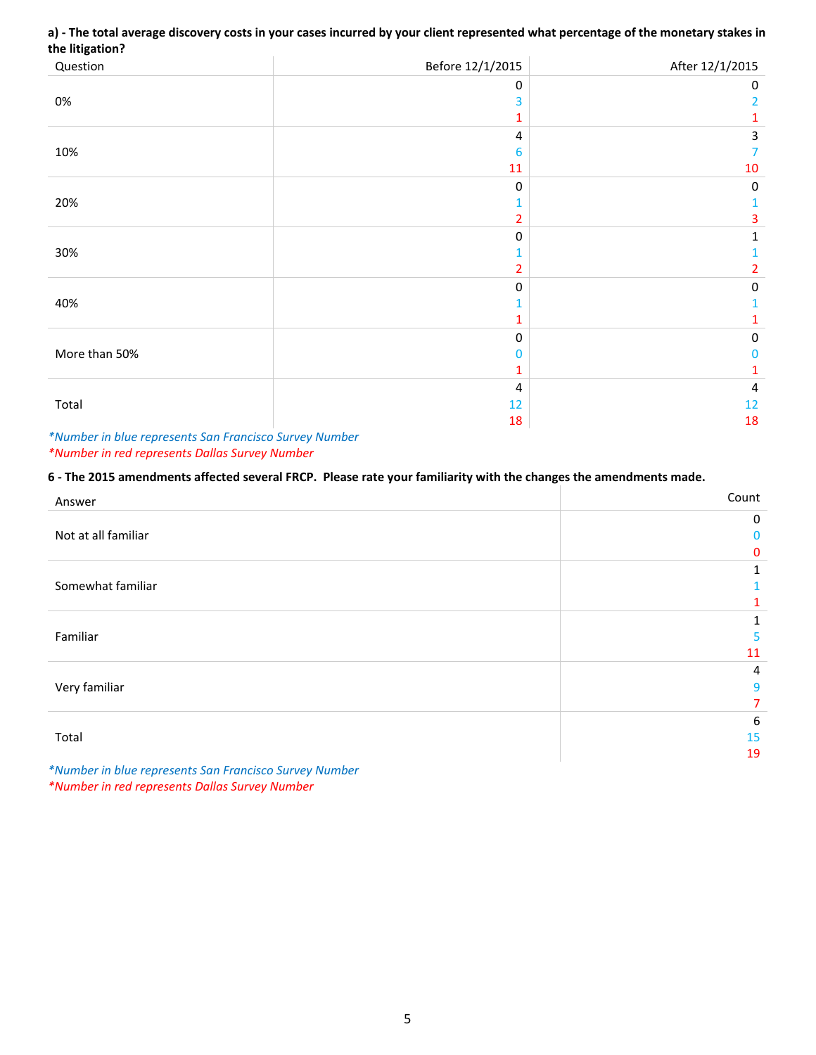**a) - The total average discovery costs in your cases incurred by your client represented what percentage of the monetary stakes in the litigation?**

| Question | Before 12/1/2015 | After 12/1/2015 |
|---|---|---|
| 0% | 0<br>3<br>1 | 0<br>2<br>1 |
| 10% | 4<br>6<br>11 | 3<br>7<br>10 |
| 20% | 0<br>1<br>2 | 0<br>1<br>3 |
| 30% | 0<br>1<br>2 | 1<br>1<br>2 |
| 40% | 0<br>1<br>1 | 0<br>1<br>1 |
| More than 50% | 0<br>0<br>1 | 0<br>0<br>1 |
| Total | 4<br>12<br>18 | 4<br>12<br>18 |

*\*Number in blue represents San Francisco Survey Number*
*\*Number in red represents Dallas Survey Number*

**6 - The 2015 amendments affected several FRCP. Please rate your familiarity with the changes the amendments made.**

| Answer | Count |
|---|---|
| Not at all familiar | 0<br>0<br>0 |
| Somewhat familiar | 1<br>1<br>1 |
| Familiar | 1<br>5<br>11 |
| Very familiar | 4<br>9<br>7 |
| Total | 6<br>15<br>19 |

*\*Number in blue represents San Francisco Survey Number*
*\*Number in red represents Dallas Survey Number*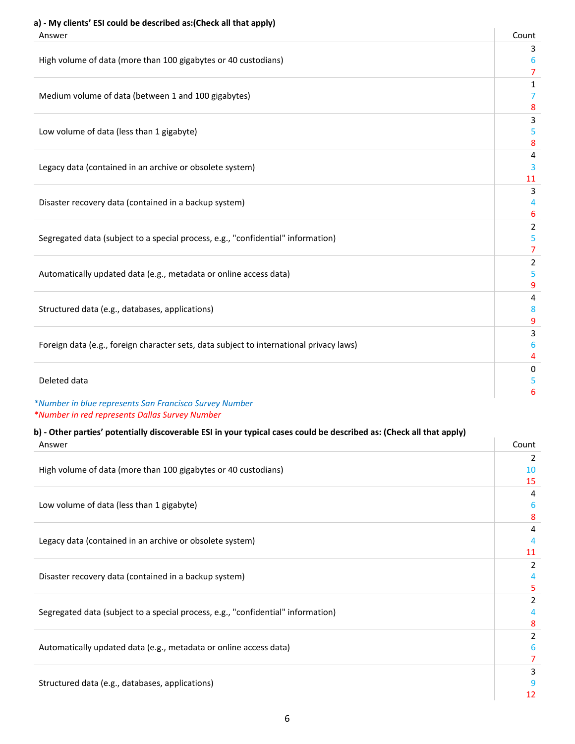**a) - My clients' ESI could be described as:(Check all that apply)**

| Answer | Count |
|---|---|
| High volume of data (more than 100 gigabytes or 40 custodians) | 3<br>6<br>7 |
| Medium volume of data (between 1 and 100 gigabytes) | 1<br>7<br>8 |
| Low volume of data (less than 1 gigabyte) | 3<br>5<br>8 |
| Legacy data (contained in an archive or obsolete system) | 4<br>3<br>11 |
| Disaster recovery data (contained in a backup system) | 3<br>4<br>6 |
| Segregated data (subject to a special process, e.g., "confidential" information) | 2<br>5<br>7 |
| Automatically updated data (e.g., metadata or online access data) | 2<br>5<br>9 |
| Structured data (e.g., databases, applications) | 4<br>8<br>9 |
| Foreign data (e.g., foreign character sets, data subject to international privacy laws) | 3<br>6<br>4 |
| Deleted data | 0<br>5<br>6 |

*\*Number in blue represents San Francisco Survey Number*
*\*Number in red represents Dallas Survey Number*

**b) - Other parties' potentially discoverable ESI in your typical cases could be described as: (Check all that apply)**

| Answer | Count |
|---|---|
| High volume of data (more than 100 gigabytes or 40 custodians) | 2<br>10<br>15 |
| Low volume of data (less than 1 gigabyte) | 4<br>6<br>8 |
| Legacy data (contained in an archive or obsolete system) | 4<br>4<br>11 |
| Disaster recovery data (contained in a backup system) | 2<br>4<br>5 |
| Segregated data (subject to a special process, e.g., "confidential" information) | 2<br>4<br>8 |
| Automatically updated data (e.g., metadata or online access data) | 2<br>6<br>7 |
| Structured data (e.g., databases, applications) | 3<br>9<br>12 |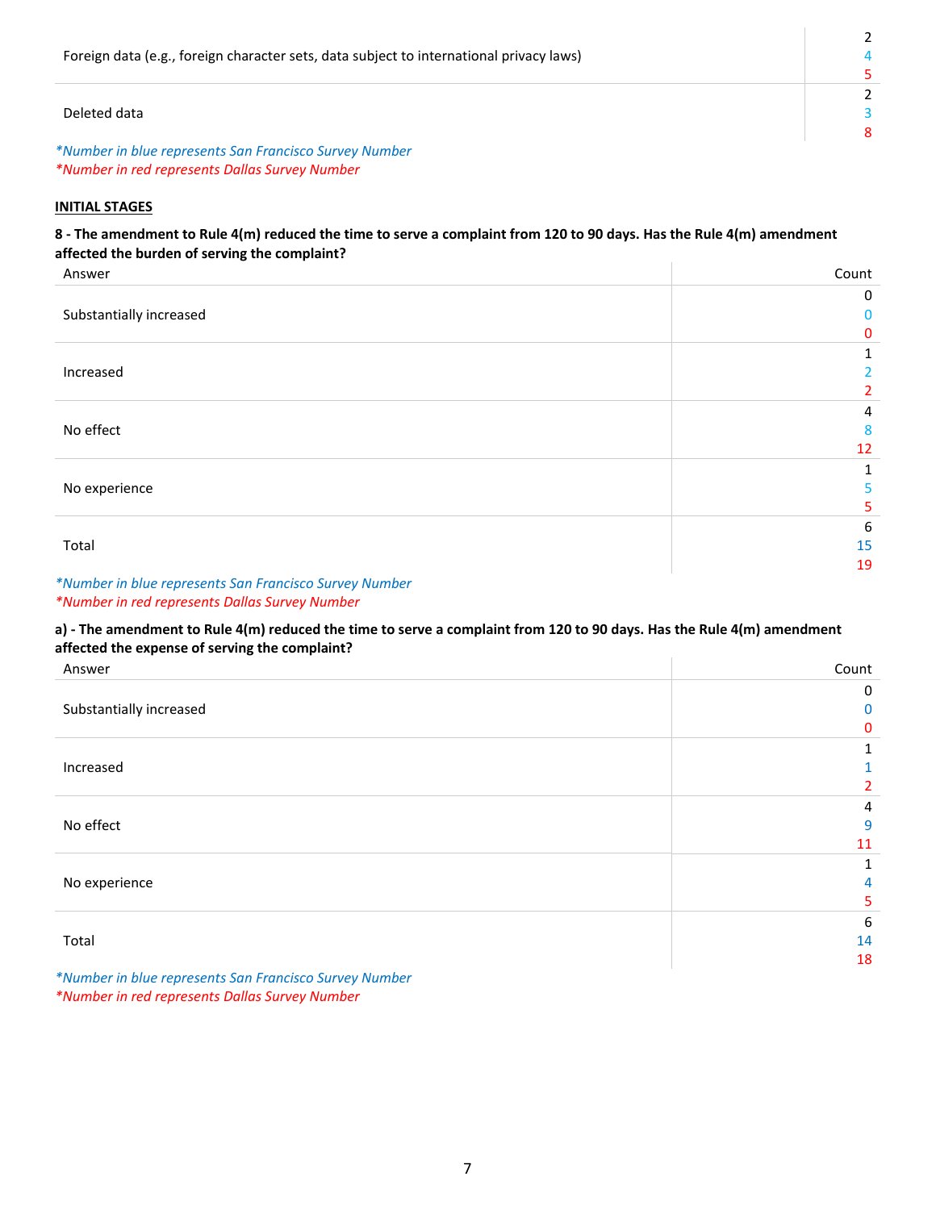| | Count |
|---|---|
| Foreign data (e.g., foreign character sets, data subject to international privacy laws) | 2<br>4<br>5 |
| Deleted data | 2<br>3<br>8 |

*Number in blue represents San Francisco Survey Number
*Number in red represents Dallas Survey Number

**INITIAL STAGES**

**8 - The amendment to Rule 4(m) reduced the time to serve a complaint from 120 to 90 days. Has the Rule 4(m) amendment affected the burden of serving the complaint?**

| Answer | Count |
|---|---|
| Substantially increased | 0<br>0<br>0 |
| Increased | 1<br>2<br>2 |
| No effect | 4<br>8<br>12 |
| No experience | 1<br>5<br>5 |
| Total | 6<br>15<br>19 |

*Number in blue represents San Francisco Survey Number
*Number in red represents Dallas Survey Number

**a) - The amendment to Rule 4(m) reduced the time to serve a complaint from 120 to 90 days. Has the Rule 4(m) amendment affected the expense of serving the complaint?**

| Answer | Count |
|---|---|
| Substantially increased | 0<br>0<br>0 |
| Increased | 1<br>1<br>2 |
| No effect | 4<br>9<br>11 |
| No experience | 1<br>4<br>5 |
| Total | 6<br>14<br>18 |

*Number in blue represents San Francisco Survey Number
*Number in red represents Dallas Survey Number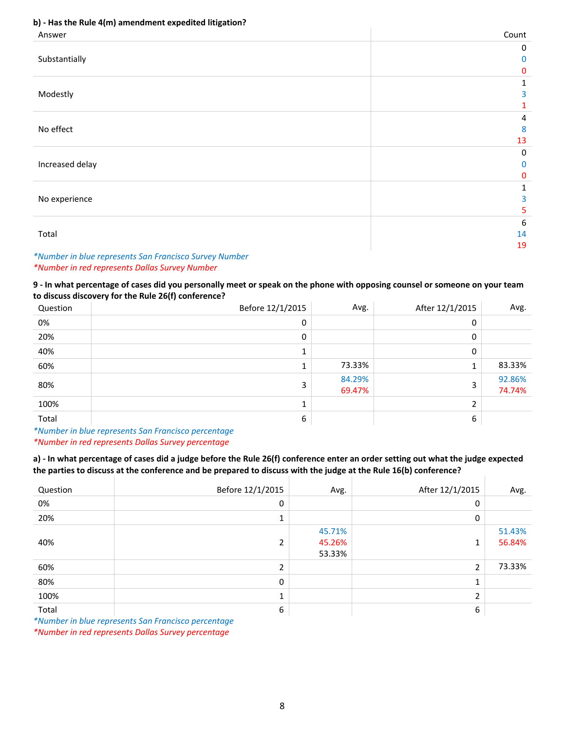**b) - Has the Rule 4(m) amendment expedited litigation?**

| Answer | Count |
|---|---|
| Substantially | 0<br>0<br>0 |
| Modestly | 1<br>3<br>1 |
| No effect | 4<br>8<br>13 |
| Increased delay | 0<br>0<br>0 |
| No experience | 1<br>3<br>5 |
| Total | 6<br>14<br>19 |

*\*Number in blue represents San Francisco Survey Number*
*\*Number in red represents Dallas Survey Number*

**9 - In what percentage of cases did you personally meet or speak on the phone with opposing counsel or someone on your team to discuss discovery for the Rule 26(f) conference?**

| Question | Before 12/1/2015 | Avg. | After 12/1/2015 | Avg. |
|---|---|---|---|---|
| 0% | 0 | | 0 | |
| 20% | 0 | | 0 | |
| 40% | 1 | | 0 | |
| 60% | 1 | 73.33% | 1 | 83.33% |
| 80% | 3 | 84.29%<br>69.47% | 3 | 92.86%<br>74.74% |
| 100% | 1 | | 2 | |
| Total | 6 | | 6 | |

*\*Number in blue represents San Francisco percentage*
*\*Number in red represents Dallas Survey percentage*

**a) - In what percentage of cases did a judge before the Rule 26(f) conference enter an order setting out what the judge expected the parties to discuss at the conference and be prepared to discuss with the judge at the Rule 16(b) conference?**

| Question | Before 12/1/2015 | Avg. | After 12/1/2015 | Avg. |
|---|---|---|---|---|
| 0% | 0 | | 0 | |
| 20% | 1 | | 0 | |
| 40% | 2 | 45.71%<br>45.26%<br>53.33% | 1 | 51.43%<br>56.84% |
| 60% | 2 | | 2 | 73.33% |
| 80% | 0 | | 1 | |
| 100% | 1 | | 2 | |
| Total | 6 | | 6 | |

*\*Number in blue represents San Francisco percentage*
*\*Number in red represents Dallas Survey percentage*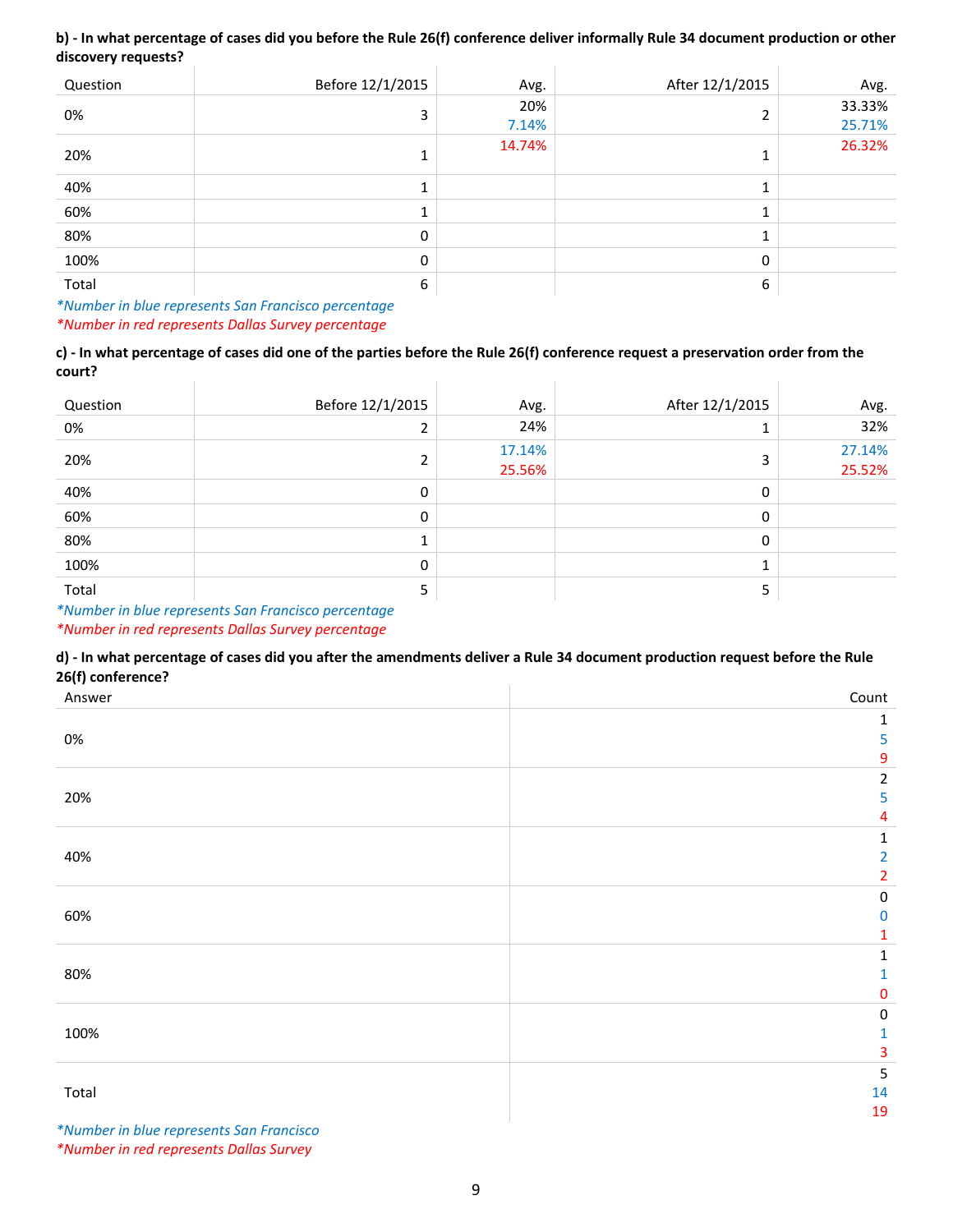**b) - In what percentage of cases did you before the Rule 26(f) conference deliver informally Rule 34 document production or other discovery requests?**

| Question | Before 12/1/2015 | Avg. | After 12/1/2015 | Avg. |
|---|---|---|---|---|
| 0% | 3 | 20%<br>7.14% | 2 | 33.33%<br>25.71% |
| 20% | 1 | 14.74% | 1 | 26.32% |
| 40% | 1 | | 1 | |
| 60% | 1 | | 1 | |
| 80% | 0 | | 1 | |
| 100% | 0 | | 0 | |
| Total | 6 | | 6 | |

*\*Number in blue represents San Francisco percentage*

*\*Number in red represents Dallas Survey percentage*

**c) - In what percentage of cases did one of the parties before the Rule 26(f) conference request a preservation order from the court?**

| Question | Before 12/1/2015 | Avg. | After 12/1/2015 | Avg. |
|---|---|---|---|---|
| 0% | 2 | 24% | 1 | 32% |
| 20% | 2 | 17.14%<br>25.56% | 3 | 27.14%<br>25.52% |
| 40% | 0 | | 0 | |
| 60% | 0 | | 0 | |
| 80% | 1 | | 0 | |
| 100% | 0 | | 1 | |
| Total | 5 | | 5 | |

*\*Number in blue represents San Francisco percentage*

*\*Number in red represents Dallas Survey percentage*

**d) - In what percentage of cases did you after the amendments deliver a Rule 34 document production request before the Rule 26(f) conference?**

| Answer | Count |
|---|---|
| 0% | 1<br>5<br>9 |
| 20% | 2<br>5<br>4 |
| 40% | 1<br>2<br>2 |
| 60% | 0<br>0<br>1 |
| 80% | 1<br>1<br>0 |
| 100% | 0<br>1<br>3 |
| Total | 5<br>14<br>19 |

*\*Number in blue represents San Francisco*

*\*Number in red represents Dallas Survey*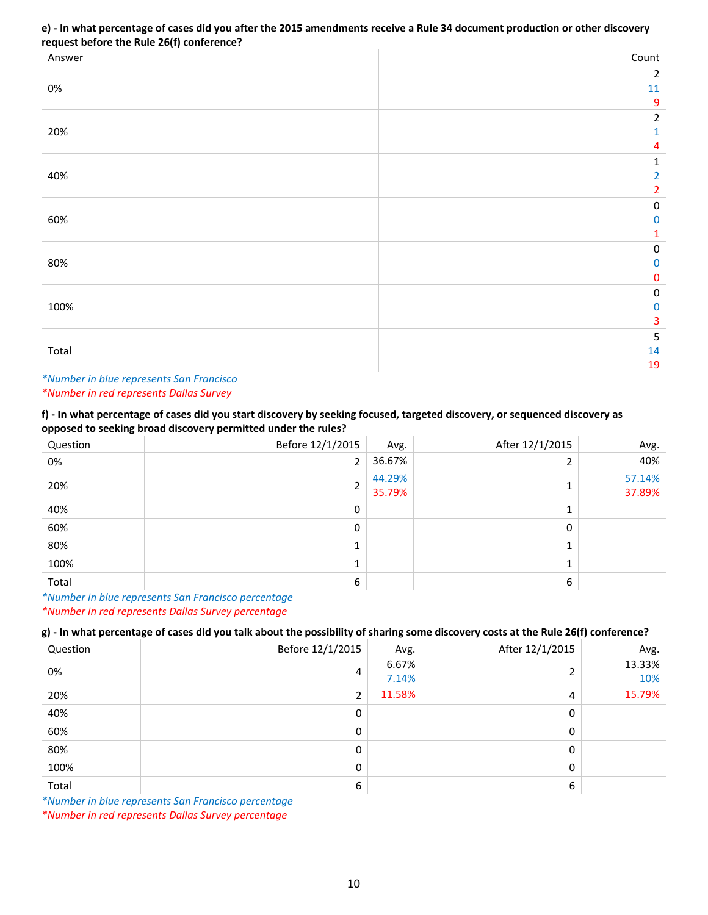**e) - In what percentage of cases did you after the 2015 amendments receive a Rule 34 document production or other discovery request before the Rule 26(f) conference?**

| Answer | Count |
|---|---|
| 0% | 2<br>11<br>9 |
| 20% | 2<br>1<br>4 |
| 40% | 1<br>2<br>2 |
| 60% | 0<br>0<br>1 |
| 80% | 0<br>0<br>0 |
| 100% | 0<br>0<br>3 |
| Total | 5<br>14<br>19 |

*\*Number in blue represents San Francisco*
*\*Number in red represents Dallas Survey*

**f) - In what percentage of cases did you start discovery by seeking focused, targeted discovery, or sequenced discovery as opposed to seeking broad discovery permitted under the rules?**

| Question | Before 12/1/2015 | Avg. | After 12/1/2015 | Avg. |
|---|---|---|---|---|
| 0% | 2 | 36.67% | 2 | 40% |
| 20% | 2 | 44.29%<br>35.79% | 1 | 57.14%<br>37.89% |
| 40% | 0 | | 1 | |
| 60% | 0 | | 0 | |
| 80% | 1 | | 1 | |
| 100% | 1 | | 1 | |
| Total | 6 | | 6 | |

*\*Number in blue represents San Francisco percentage*
*\*Number in red represents Dallas Survey percentage*

**g) - In what percentage of cases did you talk about the possibility of sharing some discovery costs at the Rule 26(f) conference?**

| Question | Before 12/1/2015 | Avg. | After 12/1/2015 | Avg. |
|---|---|---|---|---|
| 0% | 4 | 6.67%<br>7.14% | 2 | 13.33%<br>10% |
| 20% | 2 | 11.58% | 4 | 15.79% |
| 40% | 0 | | 0 | |
| 60% | 0 | | 0 | |
| 80% | 0 | | 0 | |
| 100% | 0 | | 0 | |
| Total | 6 | | 6 | |

*\*Number in blue represents San Francisco percentage*
*\*Number in red represents Dallas Survey percentage*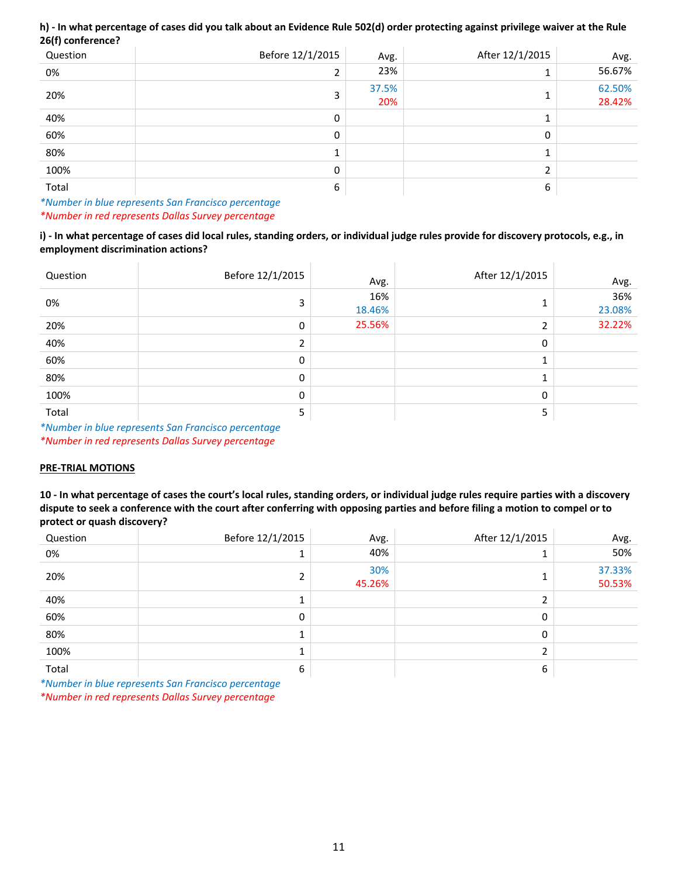**h) - In what percentage of cases did you talk about an Evidence Rule 502(d) order protecting against privilege waiver at the Rule 26(f) conference?**

| Question | Before 12/1/2015 | Avg. | After 12/1/2015 | Avg. |
|---|---|---|---|---|
| 0% | 2 | 23% | 1 | 56.67% |
| 20% | 3 | 37.5%<br>20% | 1 | 62.50%<br>28.42% |
| 40% | 0 | | 1 | |
| 60% | 0 | | 0 | |
| 80% | 1 | | 1 | |
| 100% | 0 | | 2 | |
| Total | 6 | | 6 | |

*\*Number in blue represents San Francisco percentage*
*\*Number in red represents Dallas Survey percentage*

**i) - In what percentage of cases did local rules, standing orders, or individual judge rules provide for discovery protocols, e.g., in employment discrimination actions?**

| Question | Before 12/1/2015 | Avg. | After 12/1/2015 | Avg. |
|---|---|---|---|---|
| 0% | 3 | 16%<br>18.46% | 1 | 36%<br>23.08% |
| 20% | 0 | 25.56% | 2 | 32.22% |
| 40% | 2 | | 0 | |
| 60% | 0 | | 1 | |
| 80% | 0 | | 1 | |
| 100% | 0 | | 0 | |
| Total | 5 | | 5 | |

*\*Number in blue represents San Francisco percentage*
*\*Number in red represents Dallas Survey percentage*

**PRE-TRIAL MOTIONS**

**10 - In what percentage of cases the court's local rules, standing orders, or individual judge rules require parties with a discovery dispute to seek a conference with the court after conferring with opposing parties and before filing a motion to compel or to protect or quash discovery?**

| Question | Before 12/1/2015 | Avg. | After 12/1/2015 | Avg. |
|---|---|---|---|---|
| 0% | 1 | 40% | 1 | 50% |
| 20% | 2 | 30%<br>45.26% | 1 | 37.33%<br>50.53% |
| 40% | 1 | | 2 | |
| 60% | 0 | | 0 | |
| 80% | 1 | | 0 | |
| 100% | 1 | | 2 | |
| Total | 6 | | 6 | |

*\*Number in blue represents San Francisco percentage*
*\*Number in red represents Dallas Survey percentage*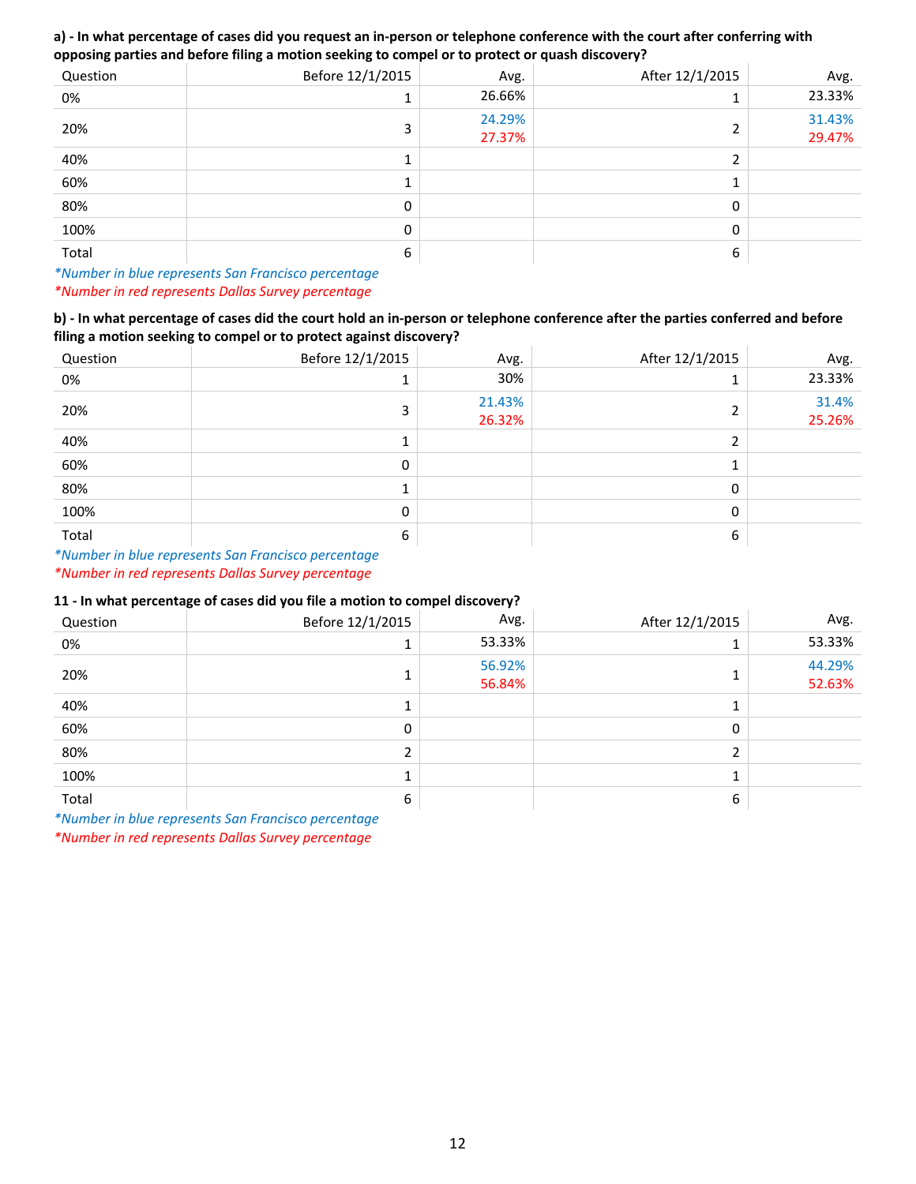**a) - In what percentage of cases did you request an in-person or telephone conference with the court after conferring with opposing parties and before filing a motion seeking to compel or to protect or quash discovery?**

| Question | Before 12/1/2015 | Avg. | After 12/1/2015 | Avg. |
|---|---|---|---|---|
| 0% | 1 | 26.66% | 1 | 23.33% |
| 20% | 3 | 24.29% 27.37% | 2 | 31.43% 29.47% |
| 40% | 1 | | 2 | |
| 60% | 1 | | 1 | |
| 80% | 0 | | 0 | |
| 100% | 0 | | 0 | |
| Total | 6 | | 6 | |

*\*Number in blue represents San Francisco percentage*

*\*Number in red represents Dallas Survey percentage*

**b) - In what percentage of cases did the court hold an in-person or telephone conference after the parties conferred and before filing a motion seeking to compel or to protect against discovery?**

| Question | Before 12/1/2015 | Avg. | After 12/1/2015 | Avg. |
|---|---|---|---|---|
| 0% | 1 | 30% | 1 | 23.33% |
| 20% | 3 | 21.43% 26.32% | 2 | 31.4% 25.26% |
| 40% | 1 | | 2 | |
| 60% | 0 | | 1 | |
| 80% | 1 | | 0 | |
| 100% | 0 | | 0 | |
| Total | 6 | | 6 | |

*\*Number in blue represents San Francisco percentage*

*\*Number in red represents Dallas Survey percentage*

**11 - In what percentage of cases did you file a motion to compel discovery?**

| Question | Before 12/1/2015 | Avg. | After 12/1/2015 | Avg. |
|---|---|---|---|---|
| 0% | 1 | 53.33% | 1 | 53.33% |
| 20% | 1 | 56.92% 56.84% | 1 | 44.29% 52.63% |
| 40% | 1 | | 1 | |
| 60% | 0 | | 0 | |
| 80% | 2 | | 2 | |
| 100% | 1 | | 1 | |
| Total | 6 | | 6 | |

*\*Number in blue represents San Francisco percentage*

*\*Number in red represents Dallas Survey percentage*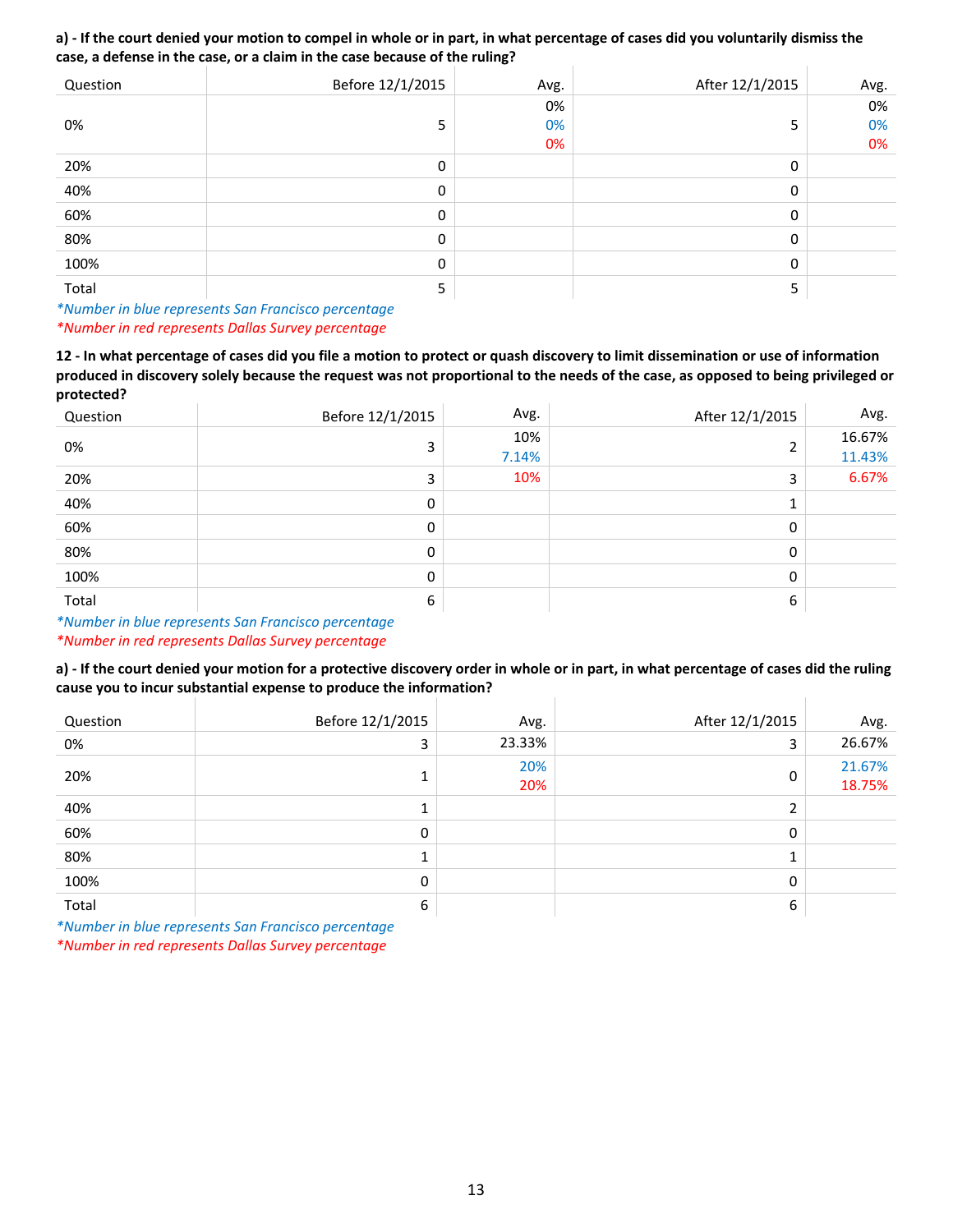**a) - If the court denied your motion to compel in whole or in part, in what percentage of cases did you voluntarily dismiss the case, a defense in the case, or a claim in the case because of the ruling?**

| Question | Before 12/1/2015 | Avg. | After 12/1/2015 | Avg. |
|---|---|---|---|---|
| 0% | 5 | 0%<br>0%<br>0% | 5 | 0%<br>0%<br>0% |
| 20% | 0 | | 0 | |
| 40% | 0 | | 0 | |
| 60% | 0 | | 0 | |
| 80% | 0 | | 0 | |
| 100% | 0 | | 0 | |
| Total | 5 | | 5 | |

*\*Number in blue represents San Francisco percentage*
*\*Number in red represents Dallas Survey percentage*

**12 - In what percentage of cases did you file a motion to protect or quash discovery to limit dissemination or use of information produced in discovery solely because the request was not proportional to the needs of the case, as opposed to being privileged or protected?**

| Question | Before 12/1/2015 | Avg. | After 12/1/2015 | Avg. |
|---|---|---|---|---|
| 0% | 3 | 10%<br>7.14% | 2 | 16.67%<br>11.43% |
| 20% | 3 | 10% | 3 | 6.67% |
| 40% | 0 | | 1 | |
| 60% | 0 | | 0 | |
| 80% | 0 | | 0 | |
| 100% | 0 | | 0 | |
| Total | 6 | | 6 | |

*\*Number in blue represents San Francisco percentage*
*\*Number in red represents Dallas Survey percentage*

**a) - If the court denied your motion for a protective discovery order in whole or in part, in what percentage of cases did the ruling cause you to incur substantial expense to produce the information?**

| Question | Before 12/1/2015 | Avg. | After 12/1/2015 | Avg. |
|---|---|---|---|---|
| 0% | 3 | 23.33% | 3 | 26.67% |
| 20% | 1 | 20%<br>20% | 0 | 21.67%<br>18.75% |
| 40% | 1 | | 2 | |
| 60% | 0 | | 0 | |
| 80% | 1 | | 1 | |
| 100% | 0 | | 0 | |
| Total | 6 | | 6 | |

*\*Number in blue represents San Francisco percentage*
*\*Number in red represents Dallas Survey percentage*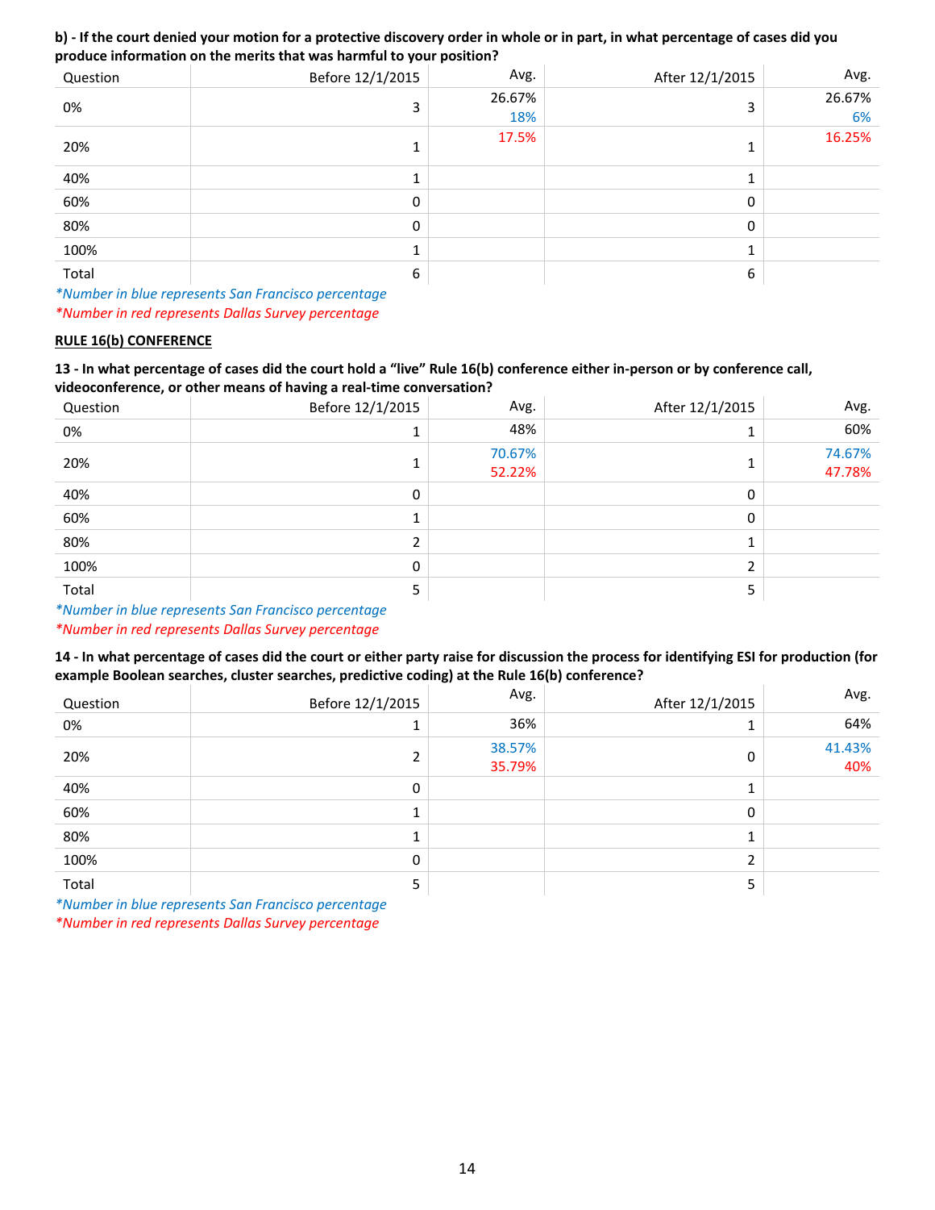**b) - If the court denied your motion for a protective discovery order in whole or in part, in what percentage of cases did you produce information on the merits that was harmful to your position?**

| Question | Before 12/1/2015 | Avg. | After 12/1/2015 | Avg. |
|---|---|---|---|---|
| 0% | 3 | 26.67%<br>18% | 3 | 26.67%<br>6% |
| 20% | 1 | 17.5% | 1 | 16.25% |
| 40% | 1 | | 1 | |
| 60% | 0 | | 0 | |
| 80% | 0 | | 0 | |
| 100% | 1 | | 1 | |
| Total | 6 | | 6 | |

*\*Number in blue represents San Francisco percentage*
*\*Number in red represents Dallas Survey percentage*

**RULE 16(b) CONFERENCE**

**13 - In what percentage of cases did the court hold a "live" Rule 16(b) conference either in-person or by conference call, videoconference, or other means of having a real-time conversation?**

| Question | Before 12/1/2015 | Avg. | After 12/1/2015 | Avg. |
|---|---|---|---|---|
| 0% | 1 | 48% | 1 | 60% |
| 20% | 1 | 70.67%<br>52.22% | 1 | 74.67%<br>47.78% |
| 40% | 0 | | 0 | |
| 60% | 1 | | 0 | |
| 80% | 2 | | 1 | |
| 100% | 0 | | 2 | |
| Total | 5 | | 5 | |

*\*Number in blue represents San Francisco percentage*
*\*Number in red represents Dallas Survey percentage*

**14 - In what percentage of cases did the court or either party raise for discussion the process for identifying ESI for production (for example Boolean searches, cluster searches, predictive coding) at the Rule 16(b) conference?**

| Question | Before 12/1/2015 | Avg. | After 12/1/2015 | Avg. |
|---|---|---|---|---|
| 0% | 1 | 36% | 1 | 64% |
| 20% | 2 | 38.57%<br>35.79% | 0 | 41.43%<br>40% |
| 40% | 0 | | 1 | |
| 60% | 1 | | 0 | |
| 80% | 1 | | 1 | |
| 100% | 0 | | 2 | |
| Total | 5 | | 5 | |

*\*Number in blue represents San Francisco percentage*
*\*Number in red represents Dallas Survey percentage*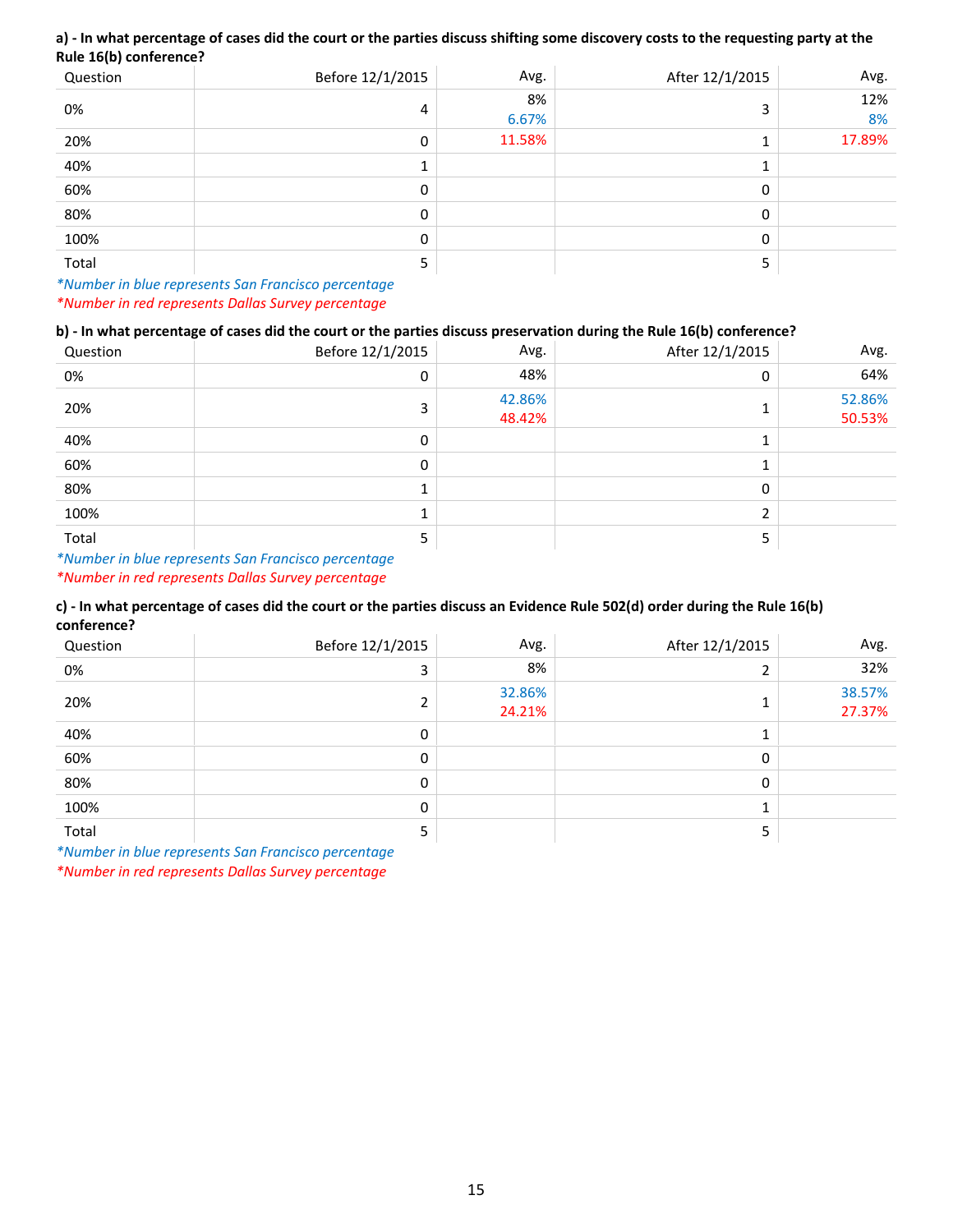**a) - In what percentage of cases did the court or the parties discuss shifting some discovery costs to the requesting party at the Rule 16(b) conference?**

| Question | Before 12/1/2015 | Avg. | After 12/1/2015 | Avg. |
|---|---|---|---|---|
| 0% | 4 | 8%<br>6.67% | 3 | 12%<br>8% |
| 20% | 0 | 11.58% | 1 | 17.89% |
| 40% | 1 | | 1 | |
| 60% | 0 | | 0 | |
| 80% | 0 | | 0 | |
| 100% | 0 | | 0 | |
| Total | 5 | | 5 | |

*\*Number in blue represents San Francisco percentage*
*\*Number in red represents Dallas Survey percentage*

**b) - In what percentage of cases did the court or the parties discuss preservation during the Rule 16(b) conference?**

| Question | Before 12/1/2015 | Avg. | After 12/1/2015 | Avg. |
|---|---|---|---|---|
| 0% | 0 | 48% | 0 | 64% |
| 20% | 3 | 42.86%<br>48.42% | 1 | 52.86%<br>50.53% |
| 40% | 0 | | 1 | |
| 60% | 0 | | 1 | |
| 80% | 1 | | 0 | |
| 100% | 1 | | 2 | |
| Total | 5 | | 5 | |

*\*Number in blue represents San Francisco percentage*
*\*Number in red represents Dallas Survey percentage*

**c) - In what percentage of cases did the court or the parties discuss an Evidence Rule 502(d) order during the Rule 16(b) conference?**

| Question | Before 12/1/2015 | Avg. | After 12/1/2015 | Avg. |
|---|---|---|---|---|
| 0% | 3 | 8% | 2 | 32% |
| 20% | 2 | 32.86%<br>24.21% | 1 | 38.57%<br>27.37% |
| 40% | 0 | | 1 | |
| 60% | 0 | | 0 | |
| 80% | 0 | | 0 | |
| 100% | 0 | | 1 | |
| Total | 5 | | 5 | |

*\*Number in blue represents San Francisco percentage*
*\*Number in red represents Dallas Survey percentage*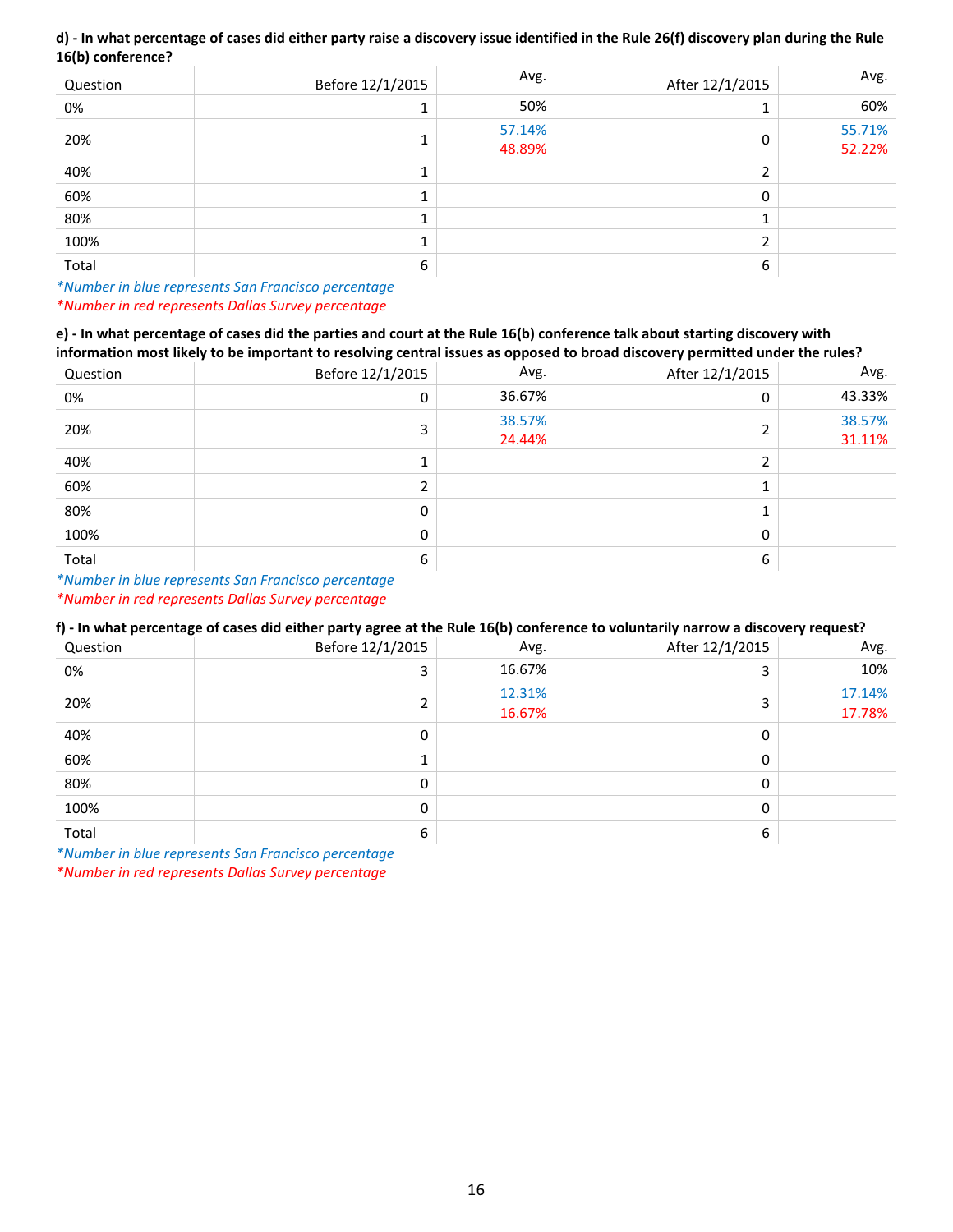**d) - In what percentage of cases did either party raise a discovery issue identified in the Rule 26(f) discovery plan during the Rule 16(b) conference?**

| Question | Before 12/1/2015 | Avg. | After 12/1/2015 | Avg. |
|---|---|---|---|---|
| 0% | 1 | 50% | 1 | 60% |
| 20% | 1 | 57.14% 48.89% | 0 | 55.71% 52.22% |
| 40% | 1 | | 2 | |
| 60% | 1 | | 0 | |
| 80% | 1 | | 1 | |
| 100% | 1 | | 2 | |
| Total | 6 | | 6 | |

*\*Number in blue represents San Francisco percentage*
*\*Number in red represents Dallas Survey percentage*

**e) - In what percentage of cases did the parties and court at the Rule 16(b) conference talk about starting discovery with information most likely to be important to resolving central issues as opposed to broad discovery permitted under the rules?**

| Question | Before 12/1/2015 | Avg. | After 12/1/2015 | Avg. |
|---|---|---|---|---|
| 0% | 0 | 36.67% | 0 | 43.33% |
| 20% | 3 | 38.57% 24.44% | 2 | 38.57% 31.11% |
| 40% | 1 | | 2 | |
| 60% | 2 | | 1 | |
| 80% | 0 | | 1 | |
| 100% | 0 | | 0 | |
| Total | 6 | | 6 | |

*\*Number in blue represents San Francisco percentage*
*\*Number in red represents Dallas Survey percentage*

**f) - In what percentage of cases did either party agree at the Rule 16(b) conference to voluntarily narrow a discovery request?**

| Question | Before 12/1/2015 | Avg. | After 12/1/2015 | Avg. |
|---|---|---|---|---|
| 0% | 3 | 16.67% | 3 | 10% |
| 20% | 2 | 12.31% 16.67% | 3 | 17.14% 17.78% |
| 40% | 0 | | 0 | |
| 60% | 1 | | 0 | |
| 80% | 0 | | 0 | |
| 100% | 0 | | 0 | |
| Total | 6 | | 6 | |

*\*Number in blue represents San Francisco percentage*
*\*Number in red represents Dallas Survey percentage*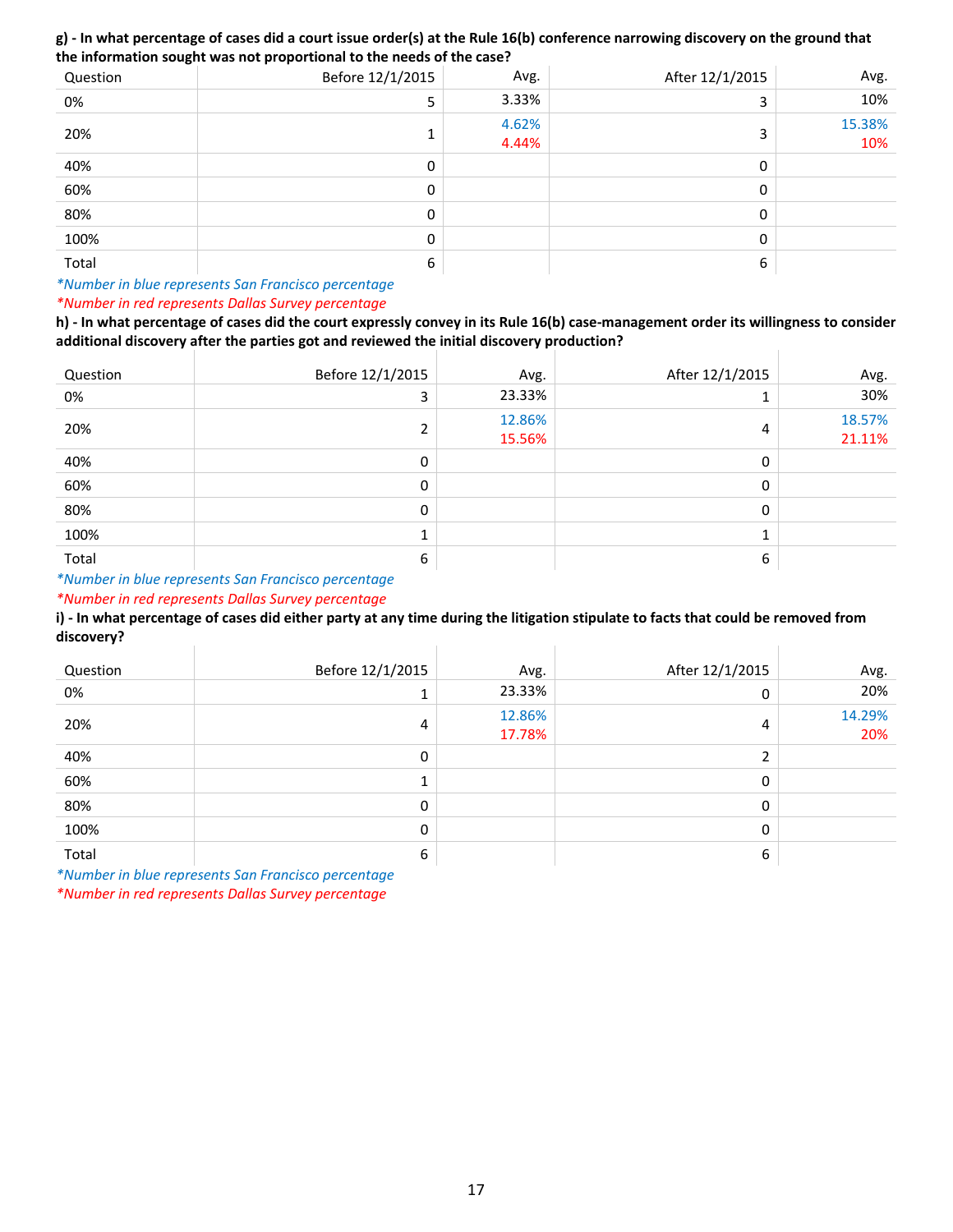**g) - In what percentage of cases did a court issue order(s) at the Rule 16(b) conference narrowing discovery on the ground that the information sought was not proportional to the needs of the case?**

| Question | Before 12/1/2015 | Avg. | After 12/1/2015 | Avg. |
|---|---|---|---|---|
| 0% | 5 | 3.33% | 3 | 10% |
| 20% | 1 | 4.62%<br>4.44% | 3 | 15.38%<br>10% |
| 40% | 0 | | 0 | |
| 60% | 0 | | 0 | |
| 80% | 0 | | 0 | |
| 100% | 0 | | 0 | |
| Total | 6 | | 6 | |

*\*Number in blue represents San Francisco percentage*

*\*Number in red represents Dallas Survey percentage*

**h) - In what percentage of cases did the court expressly convey in its Rule 16(b) case-management order its willingness to consider additional discovery after the parties got and reviewed the initial discovery production?**

| Question | Before 12/1/2015 | Avg. | After 12/1/2015 | Avg. |
|---|---|---|---|---|
| 0% | 3 | 23.33% | 1 | 30% |
| 20% | 2 | 12.86%<br>15.56% | 4 | 18.57%<br>21.11% |
| 40% | 0 | | 0 | |
| 60% | 0 | | 0 | |
| 80% | 0 | | 0 | |
| 100% | 1 | | 1 | |
| Total | 6 | | 6 | |

*\*Number in blue represents San Francisco percentage*

*\*Number in red represents Dallas Survey percentage*

**i) - In what percentage of cases did either party at any time during the litigation stipulate to facts that could be removed from discovery?**

| Question | Before 12/1/2015 | Avg. | After 12/1/2015 | Avg. |
|---|---|---|---|---|
| 0% | 1 | 23.33% | 0 | 20% |
| 20% | 4 | 12.86%<br>17.78% | 4 | 14.29%<br>20% |
| 40% | 0 | | 2 | |
| 60% | 1 | | 0 | |
| 80% | 0 | | 0 | |
| 100% | 0 | | 0 | |
| Total | 6 | | 6 | |

*\*Number in blue represents San Francisco percentage*

*\*Number in red represents Dallas Survey percentage*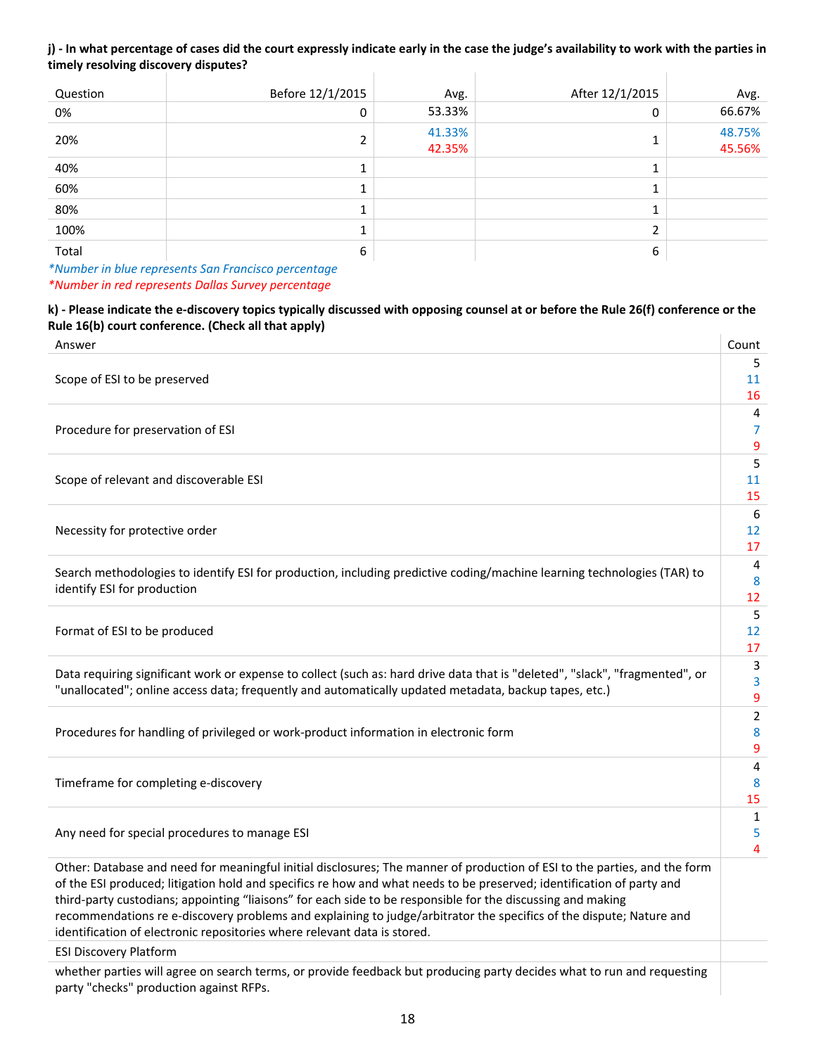**j) - In what percentage of cases did the court expressly indicate early in the case the judge's availability to work with the parties in timely resolving discovery disputes?**

| Question | Before 12/1/2015 | Avg. | After 12/1/2015 | Avg. |
|---|---|---|---|---|
| 0% | 0 | 53.33% | 0 | 66.67% |
| 20% | 2 | 41.33%<br>42.35% | 1 | 48.75%<br>45.56% |
| 40% | 1 | | 1 | |
| 60% | 1 | | 1 | |
| 80% | 1 | | 1 | |
| 100% | 1 | | 2 | |
| Total | 6 | | 6 | |

*\*Number in blue represents San Francisco percentage*
*\*Number in red represents Dallas Survey percentage*

**k) - Please indicate the e-discovery topics typically discussed with opposing counsel at or before the Rule 26(f) conference or the Rule 16(b) court conference. (Check all that apply)**

| Answer | Count |
|---|---|
| Scope of ESI to be preserved | 5<br>11<br>16 |
| Procedure for preservation of ESI | 4<br>7<br>9 |
| Scope of relevant and discoverable ESI | 5<br>11<br>15 |
| Necessity for protective order | 6<br>12<br>17 |
| Search methodologies to identify ESI for production, including predictive coding/machine learning technologies (TAR) to identify ESI for production | 4<br>8<br>12 |
| Format of ESI to be produced | 5<br>12<br>17 |
| Data requiring significant work or expense to collect (such as: hard drive data that is "deleted", "slack", "fragmented", or "unallocated"; online access data; frequently and automatically updated metadata, backup tapes, etc.) | 3<br>3<br>9 |
| Procedures for handling of privileged or work-product information in electronic form | 2<br>8<br>9 |
| Timeframe for completing e-discovery | 4<br>8<br>15 |
| Any need for special procedures to manage ESI | 1<br>5<br>4 |
| Other: Database and need for meaningful initial disclosures; The manner of production of ESI to the parties, and the form of the ESI produced; litigation hold and specifics re how and what needs to be preserved; identification of party and third-party custodians; appointing "liaisons" for each side to be responsible for the discussing and making recommendations re e-discovery problems and explaining to judge/arbitrator the specifics of the dispute; Nature and identification of electronic repositories where relevant data is stored. | |
| ESI Discovery Platform | |
| whether parties will agree on search terms, or provide feedback but producing party decides what to run and requesting party "checks" production against RFPs. | |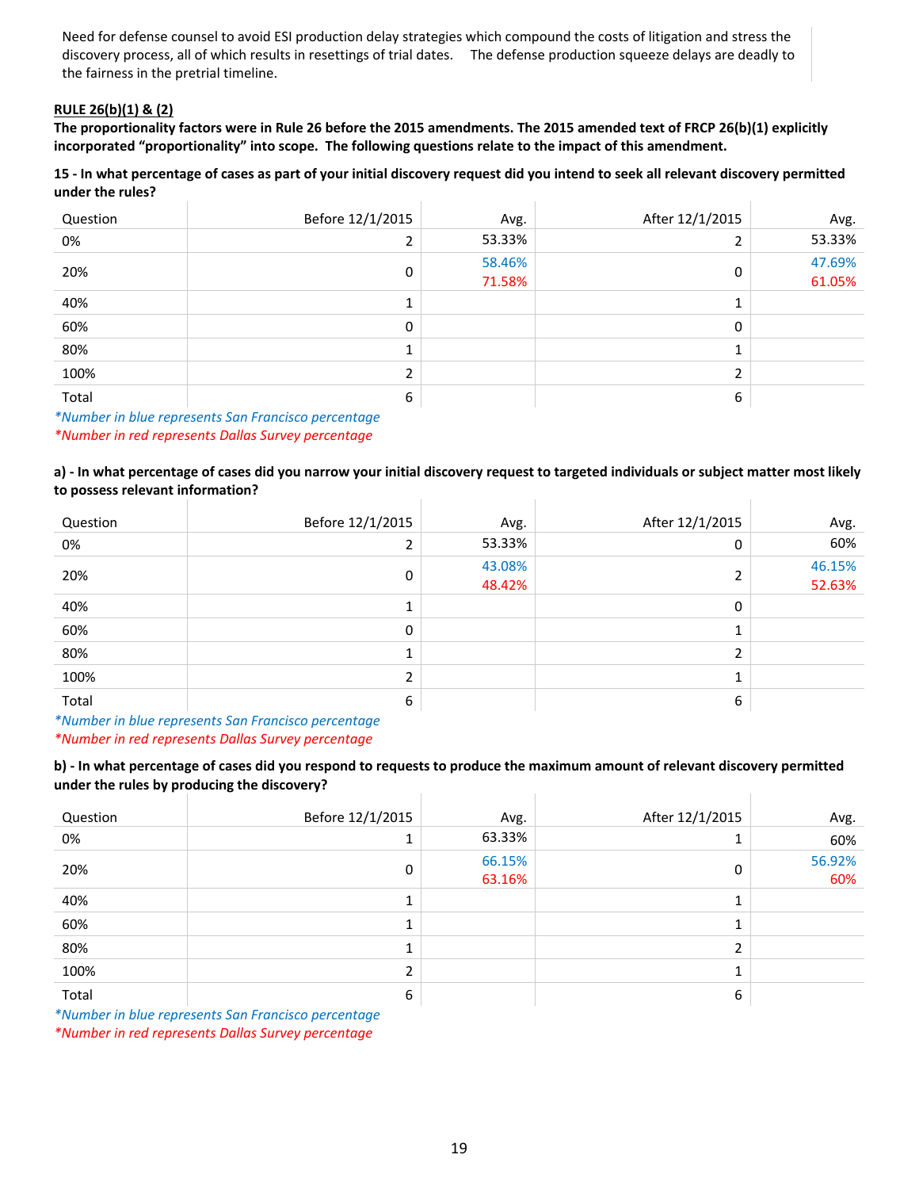Need for defense counsel to avoid ESI production delay strategies which compound the costs of litigation and stress the discovery process, all of which results in resettings of trial dates. The defense production squeeze delays are deadly to the fairness in the pretrial timeline.

**RULE 26(b)(1) & (2)**

**The proportionality factors were in Rule 26 before the 2015 amendments. The 2015 amended text of FRCP 26(b)(1) explicitly incorporated "proportionality" into scope. The following questions relate to the impact of this amendment.**

**15 - In what percentage of cases as part of your initial discovery request did you intend to seek all relevant discovery permitted under the rules?**

| Question | Before 12/1/2015 | Avg. | After 12/1/2015 | Avg. |
|---|---|---|---|---|
| 0% | 2 | 53.33% | 2 | 53.33% |
| 20% | 0 | 58.46% 71.58% | 0 | 47.69% 61.05% |
| 40% | 1 | | 1 | |
| 60% | 0 | | 0 | |
| 80% | 1 | | 1 | |
| 100% | 2 | | 2 | |
| Total | 6 | | 6 | |

*\*Number in blue represents San Francisco percentage*
*\*Number in red represents Dallas Survey percentage*

**a) - In what percentage of cases did you narrow your initial discovery request to targeted individuals or subject matter most likely to possess relevant information?**

| Question | Before 12/1/2015 | Avg. | After 12/1/2015 | Avg. |
|---|---|---|---|---|
| 0% | 2 | 53.33% | 0 | 60% |
| 20% | 0 | 43.08% 48.42% | 2 | 46.15% 52.63% |
| 40% | 1 | | 0 | |
| 60% | 0 | | 1 | |
| 80% | 1 | | 2 | |
| 100% | 2 | | 1 | |
| Total | 6 | | 6 | |

*\*Number in blue represents San Francisco percentage*
*\*Number in red represents Dallas Survey percentage*

**b) - In what percentage of cases did you respond to requests to produce the maximum amount of relevant discovery permitted under the rules by producing the discovery?**

| Question | Before 12/1/2015 | Avg. | After 12/1/2015 | Avg. |
|---|---|---|---|---|
| 0% | 1 | 63.33% | 1 | 60% |
| 20% | 0 | 66.15% 63.16% | 0 | 56.92% 60% |
| 40% | 1 | | 1 | |
| 60% | 1 | | 1 | |
| 80% | 1 | | 2 | |
| 100% | 2 | | 1 | |
| Total | 6 | | 6 | |

*\*Number in blue represents San Francisco percentage*
*\*Number in red represents Dallas Survey percentage*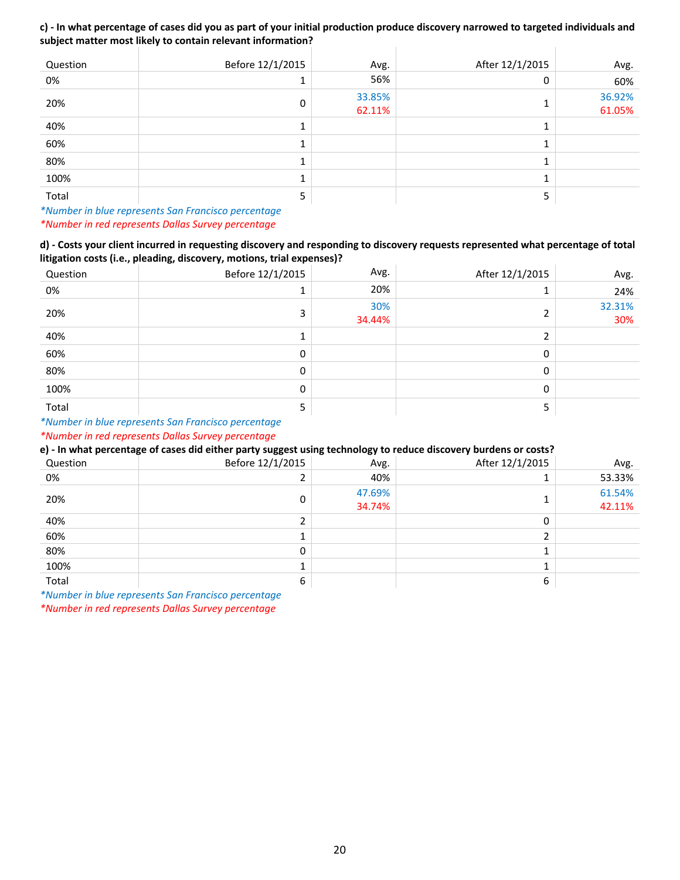**c) - In what percentage of cases did you as part of your initial production produce discovery narrowed to targeted individuals and subject matter most likely to contain relevant information?**

| Question | Before 12/1/2015 | Avg. | After 12/1/2015 | Avg. |
|---|---|---|---|---|
| 0% | 1 | 56% | 0 | 60% |
| 20% | 0 | 33.85% 62.11% | 1 | 36.92% 61.05% |
| 40% | 1 | | 1 | |
| 60% | 1 | | 1 | |
| 80% | 1 | | 1 | |
| 100% | 1 | | 1 | |
| Total | 5 | | 5 | |

*\*Number in blue represents San Francisco percentage*
*\*Number in red represents Dallas Survey percentage*

**d) - Costs your client incurred in requesting discovery and responding to discovery requests represented what percentage of total litigation costs (i.e., pleading, discovery, motions, trial expenses)?**

| Question | Before 12/1/2015 | Avg. | After 12/1/2015 | Avg. |
|---|---|---|---|---|
| 0% | 1 | 20% | 1 | 24% |
| 20% | 3 | 30% 34.44% | 2 | 32.31% 30% |
| 40% | 1 | | 2 | |
| 60% | 0 | | 0 | |
| 80% | 0 | | 0 | |
| 100% | 0 | | 0 | |
| Total | 5 | | 5 | |

*\*Number in blue represents San Francisco percentage*
*\*Number in red represents Dallas Survey percentage*

**e) - In what percentage of cases did either party suggest using technology to reduce discovery burdens or costs?**

| Question | Before 12/1/2015 | Avg. | After 12/1/2015 | Avg. |
|---|---|---|---|---|
| 0% | 2 | 40% | 1 | 53.33% |
| 20% | 0 | 47.69% 34.74% | 1 | 61.54% 42.11% |
| 40% | 2 | | 0 | |
| 60% | 1 | | 2 | |
| 80% | 0 | | 1 | |
| 100% | 1 | | 1 | |
| Total | 6 | | 6 | |

*\*Number in blue represents San Francisco percentage*
*\*Number in red represents Dallas Survey percentage*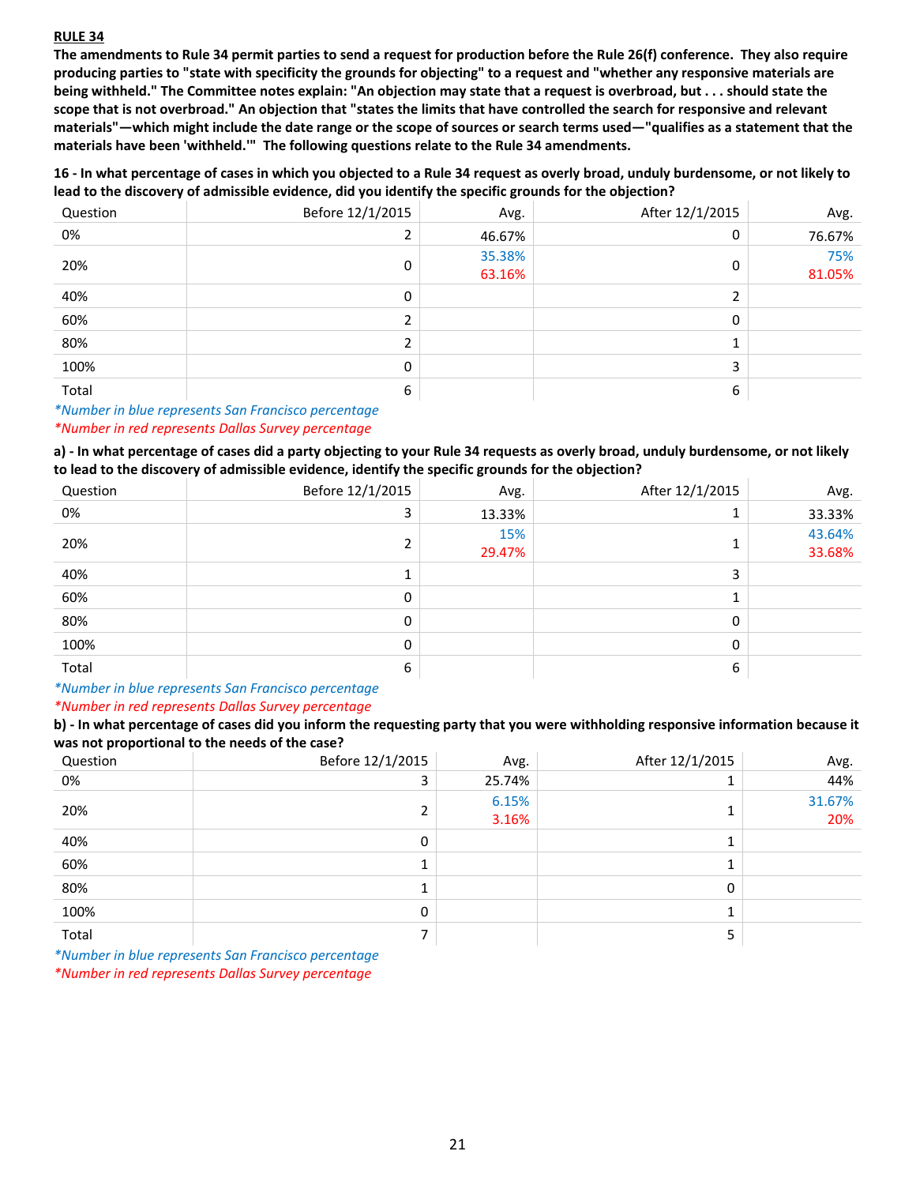**RULE 34**

**The amendments to Rule 34 permit parties to send a request for production before the Rule 26(f) conference. They also require producing parties to "state with specificity the grounds for objecting" to a request and "whether any responsive materials are being withheld." The Committee notes explain: "An objection may state that a request is overbroad, but . . . should state the scope that is not overbroad." An objection that "states the limits that have controlled the search for responsive and relevant materials"—which might include the date range or the scope of sources or search terms used—"qualifies as a statement that the materials have been 'withheld.'" The following questions relate to the Rule 34 amendments.**

**16 - In what percentage of cases in which you objected to a Rule 34 request as overly broad, unduly burdensome, or not likely to lead to the discovery of admissible evidence, did you identify the specific grounds for the objection?**

| Question | Before 12/1/2015 | Avg. | After 12/1/2015 | Avg. |
|---|---|---|---|---|
| 0% | 2 | 46.67% | 0 | 76.67% |
| 20% | 0 | 35.38%<br>63.16% | 0 | 75%<br>81.05% |
| 40% | 0 | | 2 | |
| 60% | 2 | | 0 | |
| 80% | 2 | | 1 | |
| 100% | 0 | | 3 | |
| Total | 6 | | 6 | |

*\*Number in blue represents San Francisco percentage*
*\*Number in red represents Dallas Survey percentage*

**a) - In what percentage of cases did a party objecting to your Rule 34 requests as overly broad, unduly burdensome, or not likely to lead to the discovery of admissible evidence, identify the specific grounds for the objection?**

| Question | Before 12/1/2015 | Avg. | After 12/1/2015 | Avg. |
|---|---|---|---|---|
| 0% | 3 | 13.33% | 1 | 33.33% |
| 20% | 2 | 15%<br>29.47% | 1 | 43.64%<br>33.68% |
| 40% | 1 | | 3 | |
| 60% | 0 | | 1 | |
| 80% | 0 | | 0 | |
| 100% | 0 | | 0 | |
| Total | 6 | | 6 | |

*\*Number in blue represents San Francisco percentage*
*\*Number in red represents Dallas Survey percentage*

**b) - In what percentage of cases did you inform the requesting party that you were withholding responsive information because it was not proportional to the needs of the case?**

| Question | Before 12/1/2015 | Avg. | After 12/1/2015 | Avg. |
|---|---|---|---|---|
| 0% | 3 | 25.74% | 1 | 44% |
| 20% | 2 | 6.15%<br>3.16% | 1 | 31.67%<br>20% |
| 40% | 0 | | 1 | |
| 60% | 1 | | 1 | |
| 80% | 1 | | 0 | |
| 100% | 0 | | 1 | |
| Total | 7 | | 5 | |

*\*Number in blue represents San Francisco percentage*
*\*Number in red represents Dallas Survey percentage*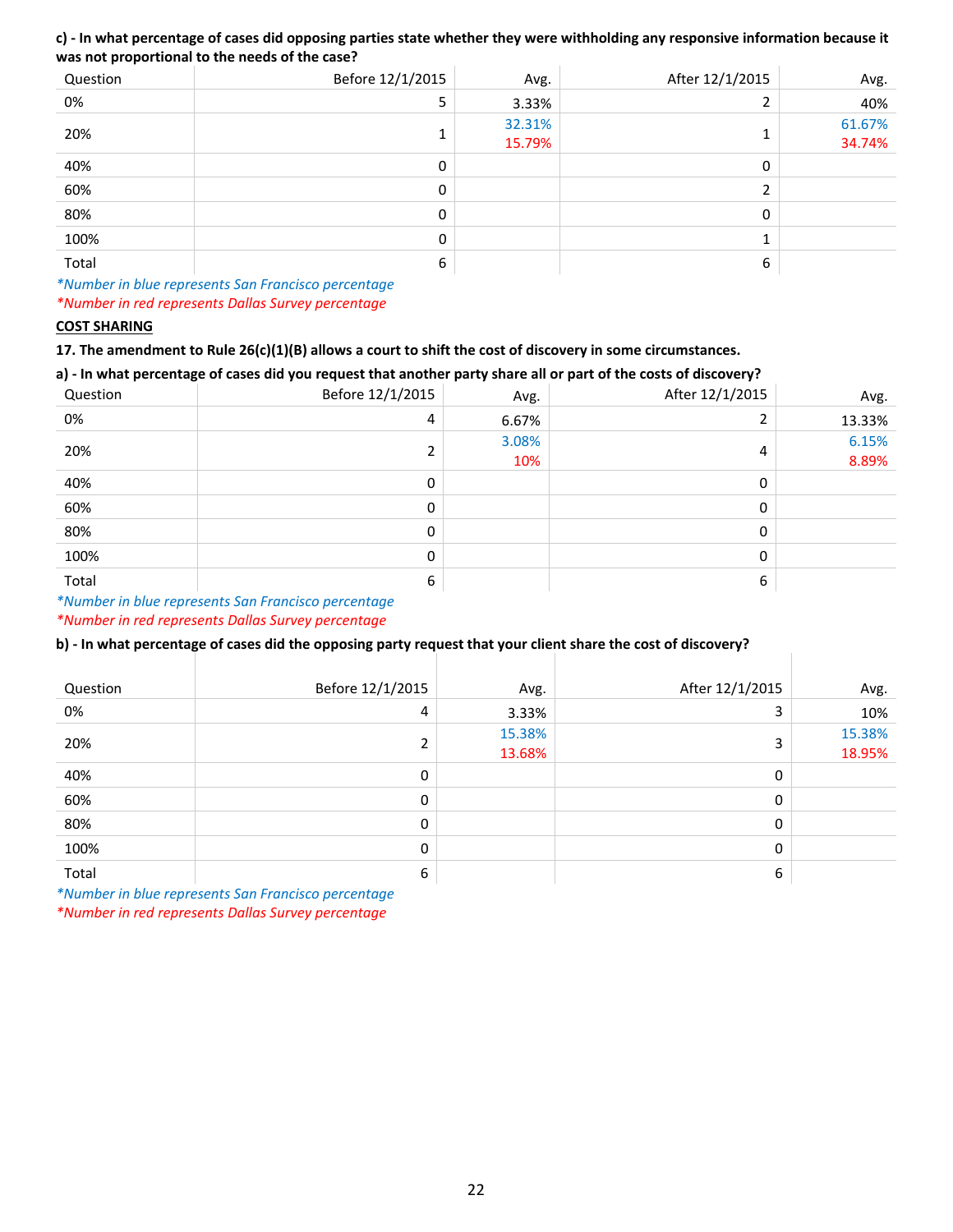**c) - In what percentage of cases did opposing parties state whether they were withholding any responsive information because it was not proportional to the needs of the case?**

| Question | Before 12/1/2015 | Avg. | After 12/1/2015 | Avg. |
|---|---|---|---|---|
| 0% | 5 | 3.33% | 2 | 40% |
| 20% | 1 | 32.31% 15.79% | 1 | 61.67% 34.74% |
| 40% | 0 | | 0 | |
| 60% | 0 | | 2 | |
| 80% | 0 | | 0 | |
| 100% | 0 | | 1 | |
| Total | 6 | | 6 | |

*\*Number in blue represents San Francisco percentage*
*\*Number in red represents Dallas Survey percentage*

**COST SHARING**

**17. The amendment to Rule 26(c)(1)(B) allows a court to shift the cost of discovery in some circumstances.**

**a) - In what percentage of cases did you request that another party share all or part of the costs of discovery?**

| Question | Before 12/1/2015 | Avg. | After 12/1/2015 | Avg. |
|---|---|---|---|---|
| 0% | 4 | 6.67% | 2 | 13.33% |
| 20% | 2 | 3.08% 10% | 4 | 6.15% 8.89% |
| 40% | 0 | | 0 | |
| 60% | 0 | | 0 | |
| 80% | 0 | | 0 | |
| 100% | 0 | | 0 | |
| Total | 6 | | 6 | |

*\*Number in blue represents San Francisco percentage*
*\*Number in red represents Dallas Survey percentage*

**b) - In what percentage of cases did the opposing party request that your client share the cost of discovery?**

| Question | Before 12/1/2015 | Avg. | After 12/1/2015 | Avg. |
|---|---|---|---|---|
| 0% | 4 | 3.33% | 3 | 10% |
| 20% | 2 | 15.38% 13.68% | 3 | 15.38% 18.95% |
| 40% | 0 | | 0 | |
| 60% | 0 | | 0 | |
| 80% | 0 | | 0 | |
| 100% | 0 | | 0 | |
| Total | 6 | | 6 | |

*\*Number in blue represents San Francisco percentage*
*\*Number in red represents Dallas Survey percentage*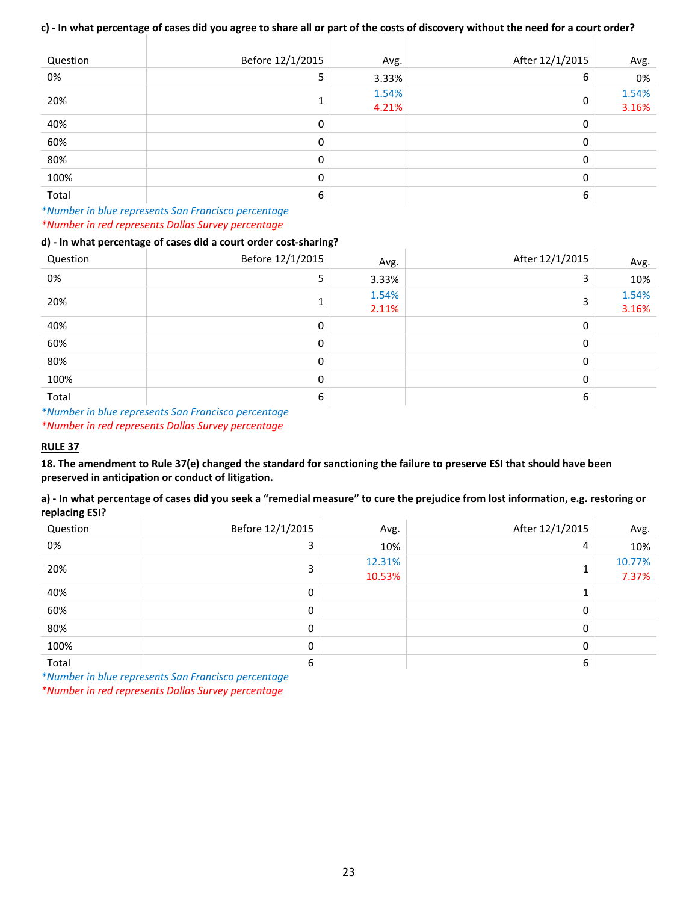**c) - In what percentage of cases did you agree to share all or part of the costs of discovery without the need for a court order?**

| Question | Before 12/1/2015 | Avg. | After 12/1/2015 | Avg. |
|---|---|---|---|---|
| 0% | 5 | 3.33% | 6 | 0% |
| 20% | 1 | 1.54% 4.21% | 0 | 1.54% 3.16% |
| 40% | 0 | | 0 | |
| 60% | 0 | | 0 | |
| 80% | 0 | | 0 | |
| 100% | 0 | | 0 | |
| Total | 6 | | 6 | |

*\*Number in blue represents San Francisco percentage*
*\*Number in red represents Dallas Survey percentage*

**d) - In what percentage of cases did a court order cost-sharing?**

| Question | Before 12/1/2015 | Avg. | After 12/1/2015 | Avg. |
|---|---|---|---|---|
| 0% | 5 | 3.33% | 3 | 10% |
| 20% | 1 | 1.54% 2.11% | 3 | 1.54% 3.16% |
| 40% | 0 | | 0 | |
| 60% | 0 | | 0 | |
| 80% | 0 | | 0 | |
| 100% | 0 | | 0 | |
| Total | 6 | | 6 | |

*\*Number in blue represents San Francisco percentage*
*\*Number in red represents Dallas Survey percentage*

**RULE 37**

**18. The amendment to Rule 37(e) changed the standard for sanctioning the failure to preserve ESI that should have been preserved in anticipation or conduct of litigation.**

**a) - In what percentage of cases did you seek a "remedial measure" to cure the prejudice from lost information, e.g. restoring or replacing ESI?**

| Question | Before 12/1/2015 | Avg. | After 12/1/2015 | Avg. |
|---|---|---|---|---|
| 0% | 3 | 10% | 4 | 10% |
| 20% | 3 | 12.31% 10.53% | 1 | 10.77% 7.37% |
| 40% | 0 | | 1 | |
| 60% | 0 | | 0 | |
| 80% | 0 | | 0 | |
| 100% | 0 | | 0 | |
| Total | 6 | | 6 | |

*\*Number in blue represents San Francisco percentage*
*\*Number in red represents Dallas Survey percentage*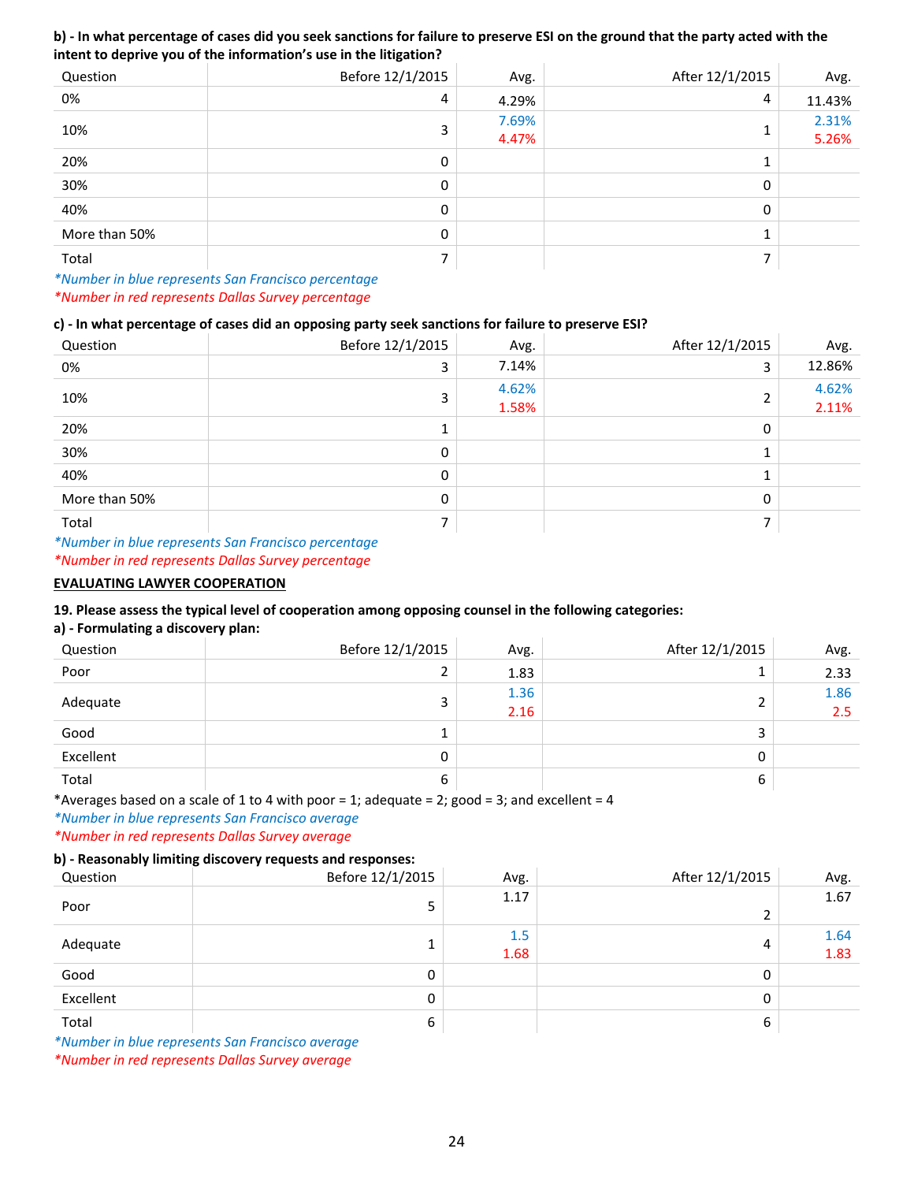**b) - In what percentage of cases did you seek sanctions for failure to preserve ESI on the ground that the party acted with the intent to deprive you of the information's use in the litigation?**

| Question | Before 12/1/2015 | Avg. | After 12/1/2015 | Avg. |
|---|---|---|---|---|
| 0% | 4 | 4.29% | 4 | 11.43% |
| 10% | 3 | 7.69% 4.47% | 1 | 2.31% 5.26% |
| 20% | 0 | | 1 | |
| 30% | 0 | | 0 | |
| 40% | 0 | | 0 | |
| More than 50% | 0 | | 1 | |
| Total | 7 | | 7 | |

*\*Number in blue represents San Francisco percentage*
*\*Number in red represents Dallas Survey percentage*

**c) - In what percentage of cases did an opposing party seek sanctions for failure to preserve ESI?**

| Question | Before 12/1/2015 | Avg. | After 12/1/2015 | Avg. |
|---|---|---|---|---|
| 0% | 3 | 7.14% | 3 | 12.86% |
| 10% | 3 | 4.62% 1.58% | 2 | 4.62% 2.11% |
| 20% | 1 | | 0 | |
| 30% | 0 | | 1 | |
| 40% | 0 | | 1 | |
| More than 50% | 0 | | 0 | |
| Total | 7 | | 7 | |

*\*Number in blue represents San Francisco percentage*
*\*Number in red represents Dallas Survey percentage*

**EVALUATING LAWYER COOPERATION**

**19. Please assess the typical level of cooperation among opposing counsel in the following categories:**
**a) - Formulating a discovery plan:**

| Question | Before 12/1/2015 | Avg. | After 12/1/2015 | Avg. |
|---|---|---|---|---|
| Poor | 2 | 1.83 | 1 | 2.33 |
| Adequate | 3 | 1.36 2.16 | 2 | 1.86 2.5 |
| Good | 1 | | 3 | |
| Excellent | 0 | | 0 | |
| Total | 6 | | 6 | |

\*Averages based on a scale of 1 to 4 with poor = 1; adequate = 2; good = 3; and excellent = 4
*\*Number in blue represents San Francisco average*
*\*Number in red represents Dallas Survey average*

**b) - Reasonably limiting discovery requests and responses:**

| Question | Before 12/1/2015 | Avg. | After 12/1/2015 | Avg. |
|---|---|---|---|---|
| Poor | 5 | 1.17 | 2 | 1.67 |
| Adequate | 1 | 1.5 1.68 | 4 | 1.64 1.83 |
| Good | 0 | | 0 | |
| Excellent | 0 | | 0 | |
| Total | 6 | | 6 | |

*\*Number in blue represents San Francisco average*
*\*Number in red represents Dallas Survey average*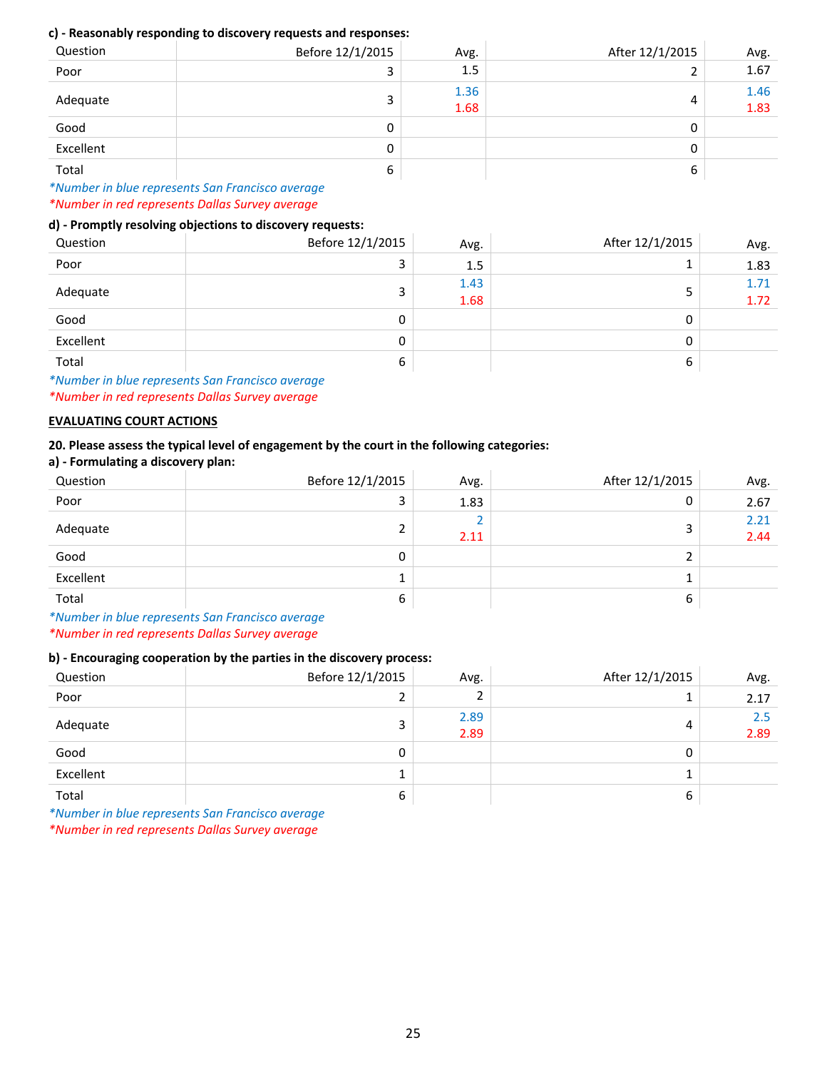**c) - Reasonably responding to discovery requests and responses:**

| Question | Before 12/1/2015 | Avg. | After 12/1/2015 | Avg. |
|---|---|---|---|---|
| Poor | 3 | 1.5 | 2 | 1.67 |
| Adequate | 3 | 1.36<br>1.68 | 4 | 1.46<br>1.83 |
| Good | 0 | | 0 | |
| Excellent | 0 | | 0 | |
| Total | 6 | | 6 | |

*\*Number in blue represents San Francisco average*
*\*Number in red represents Dallas Survey average*

**d) - Promptly resolving objections to discovery requests:**

| Question | Before 12/1/2015 | Avg. | After 12/1/2015 | Avg. |
|---|---|---|---|---|
| Poor | 3 | 1.5 | 1 | 1.83 |
| Adequate | 3 | 1.43<br>1.68 | 5 | 1.71<br>1.72 |
| Good | 0 | | 0 | |
| Excellent | 0 | | 0 | |
| Total | 6 | | 6 | |

*\*Number in blue represents San Francisco average*
*\*Number in red represents Dallas Survey average*

**<u>EVALUATING COURT ACTIONS</u>**

**20. Please assess the typical level of engagement by the court in the following categories:**

**a) - Formulating a discovery plan:**

| Question | Before 12/1/2015 | Avg. | After 12/1/2015 | Avg. |
|---|---|---|---|---|
| Poor | 3 | 1.83 | 0 | 2.67 |
| Adequate | 2 | 2<br>2.11 | 3 | 2.21<br>2.44 |
| Good | 0 | | 2 | |
| Excellent | 1 | | 1 | |
| Total | 6 | | 6 | |

*\*Number in blue represents San Francisco average*
*\*Number in red represents Dallas Survey average*

**b) - Encouraging cooperation by the parties in the discovery process:**

| Question | Before 12/1/2015 | Avg. | After 12/1/2015 | Avg. |
|---|---|---|---|---|
| Poor | 2 | 2 | 1 | 2.17 |
| Adequate | 3 | 2.89<br>2.89 | 4 | 2.5<br>2.89 |
| Good | 0 | | 0 | |
| Excellent | 1 | | 1 | |
| Total | 6 | | 6 | |

*\*Number in blue represents San Francisco average*
*\*Number in red represents Dallas Survey average*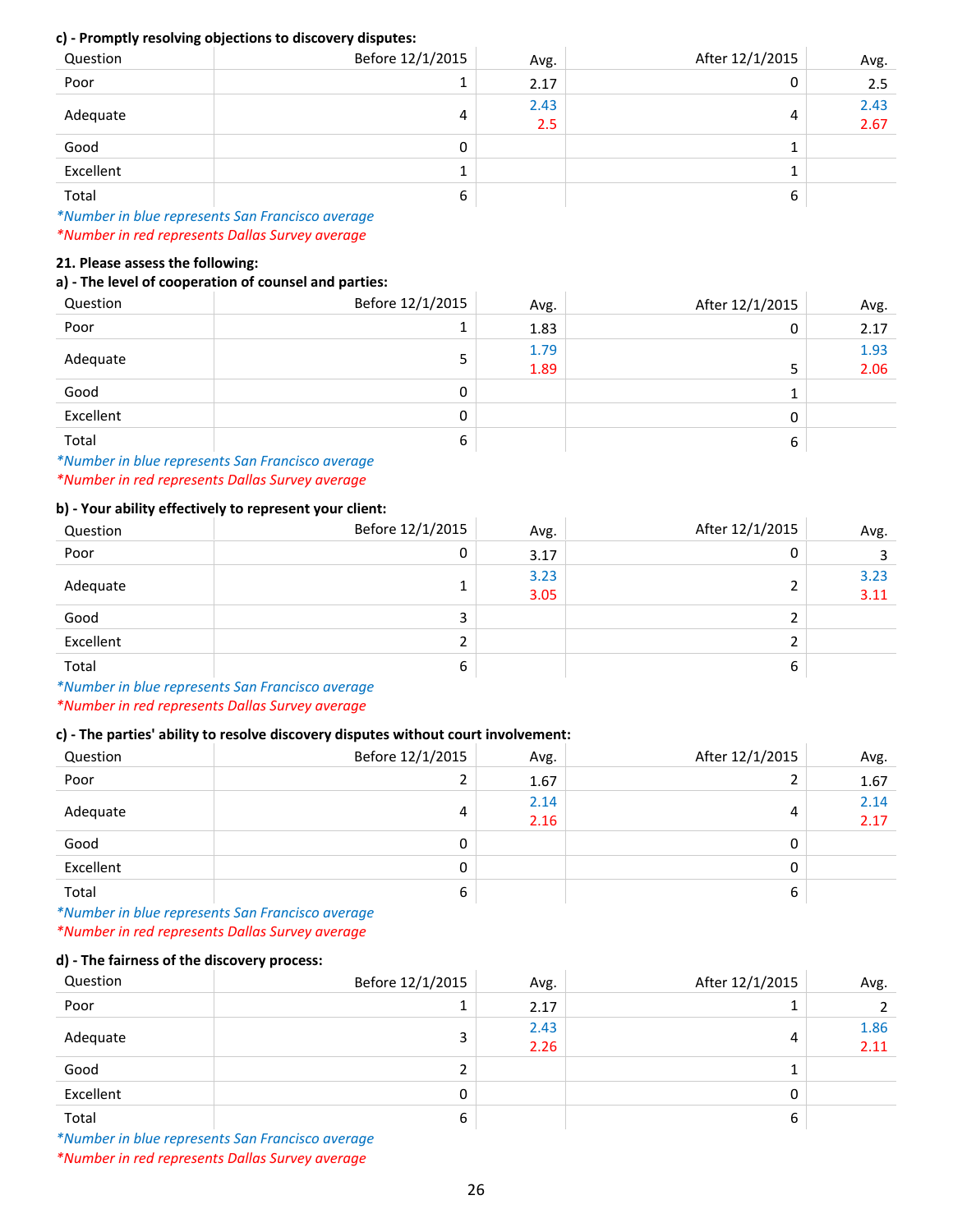**c) - Promptly resolving objections to discovery disputes:**

| Question | Before 12/1/2015 | Avg. | After 12/1/2015 | Avg. |
|---|---|---|---|---|
| Poor | 1 | 2.17 | 0 | 2.5 |
| Adequate | 4 | 2.43<br>2.5 | 4 | 2.43<br>2.67 |
| Good | 0 | | 1 | |
| Excellent | 1 | | 1 | |
| Total | 6 | | 6 | |

*\*Number in blue represents San Francisco average*
*\*Number in red represents Dallas Survey average*

**21. Please assess the following:**

**a) - The level of cooperation of counsel and parties:**

| Question | Before 12/1/2015 | Avg. | After 12/1/2015 | Avg. |
|---|---|---|---|---|
| Poor | 1 | 1.83 | 0 | 2.17 |
| Adequate | 5 | 1.79<br>1.89 | 5 | 1.93<br>2.06 |
| Good | 0 | | 1 | |
| Excellent | 0 | | 0 | |
| Total | 6 | | 6 | |

*\*Number in blue represents San Francisco average*
*\*Number in red represents Dallas Survey average*

**b) - Your ability effectively to represent your client:**

| Question | Before 12/1/2015 | Avg. | After 12/1/2015 | Avg. |
|---|---|---|---|---|
| Poor | 0 | 3.17 | 0 | 3 |
| Adequate | 1 | 3.23<br>3.05 | 2 | 3.23<br>3.11 |
| Good | 3 | | 2 | |
| Excellent | 2 | | 2 | |
| Total | 6 | | 6 | |

*\*Number in blue represents San Francisco average*
*\*Number in red represents Dallas Survey average*

**c) - The parties' ability to resolve discovery disputes without court involvement:**

| Question | Before 12/1/2015 | Avg. | After 12/1/2015 | Avg. |
|---|---|---|---|---|
| Poor | 2 | 1.67 | 2 | 1.67 |
| Adequate | 4 | 2.14<br>2.16 | 4 | 2.14<br>2.17 |
| Good | 0 | | 0 | |
| Excellent | 0 | | 0 | |
| Total | 6 | | 6 | |

*\*Number in blue represents San Francisco average*
*\*Number in red represents Dallas Survey average*

**d) - The fairness of the discovery process:**

| Question | Before 12/1/2015 | Avg. | After 12/1/2015 | Avg. |
|---|---|---|---|---|
| Poor | 1 | 2.17 | 1 | 2 |
| Adequate | 3 | 2.43<br>2.26 | 4 | 1.86<br>2.11 |
| Good | 2 | | 1 | |
| Excellent | 0 | | 0 | |
| Total | 6 | | 6 | |

*\*Number in blue represents San Francisco average*
*\*Number in red represents Dallas Survey average*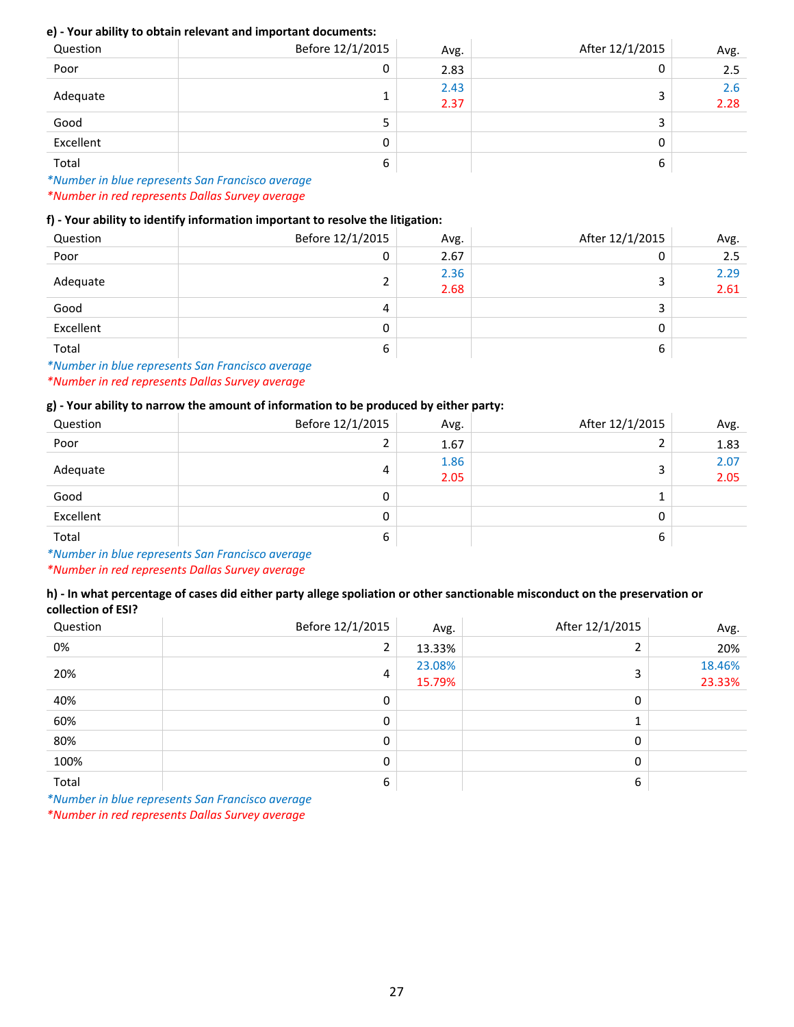**e) - Your ability to obtain relevant and important documents:**

| Question | Before 12/1/2015 | Avg. | After 12/1/2015 | Avg. |
|---|---|---|---|---|
| Poor | 0 | 2.83 | 0 | 2.5 |
| Adequate | 1 | 2.43<br>2.37 | 3 | 2.6<br>2.28 |
| Good | 5 | | 3 | |
| Excellent | 0 | | 0 | |
| Total | 6 | | 6 | |

*\*Number in blue represents San Francisco average*
*\*Number in red represents Dallas Survey average*

**f) - Your ability to identify information important to resolve the litigation:**

| Question | Before 12/1/2015 | Avg. | After 12/1/2015 | Avg. |
|---|---|---|---|---|
| Poor | 0 | 2.67 | 0 | 2.5 |
| Adequate | 2 | 2.36<br>2.68 | 3 | 2.29<br>2.61 |
| Good | 4 | | 3 | |
| Excellent | 0 | | 0 | |
| Total | 6 | | 6 | |

*\*Number in blue represents San Francisco average*
*\*Number in red represents Dallas Survey average*

**g) - Your ability to narrow the amount of information to be produced by either party:**

| Question | Before 12/1/2015 | Avg. | After 12/1/2015 | Avg. |
|---|---|---|---|---|
| Poor | 2 | 1.67 | 2 | 1.83 |
| Adequate | 4 | 1.86<br>2.05 | 3 | 2.07<br>2.05 |
| Good | 0 | | 1 | |
| Excellent | 0 | | 0 | |
| Total | 6 | | 6 | |

*\*Number in blue represents San Francisco average*
*\*Number in red represents Dallas Survey average*

**h) - In what percentage of cases did either party allege spoliation or other sanctionable misconduct on the preservation or collection of ESI?**

| Question | Before 12/1/2015 | Avg. | After 12/1/2015 | Avg. |
|---|---|---|---|---|
| 0% | 2 | 13.33% | 2 | 20% |
| 20% | 4 | 23.08%<br>15.79% | 3 | 18.46%<br>23.33% |
| 40% | 0 | | 0 | |
| 60% | 0 | | 1 | |
| 80% | 0 | | 0 | |
| 100% | 0 | | 0 | |
| Total | 6 | | 6 | |

*\*Number in blue represents San Francisco average*
*\*Number in red represents Dallas Survey average*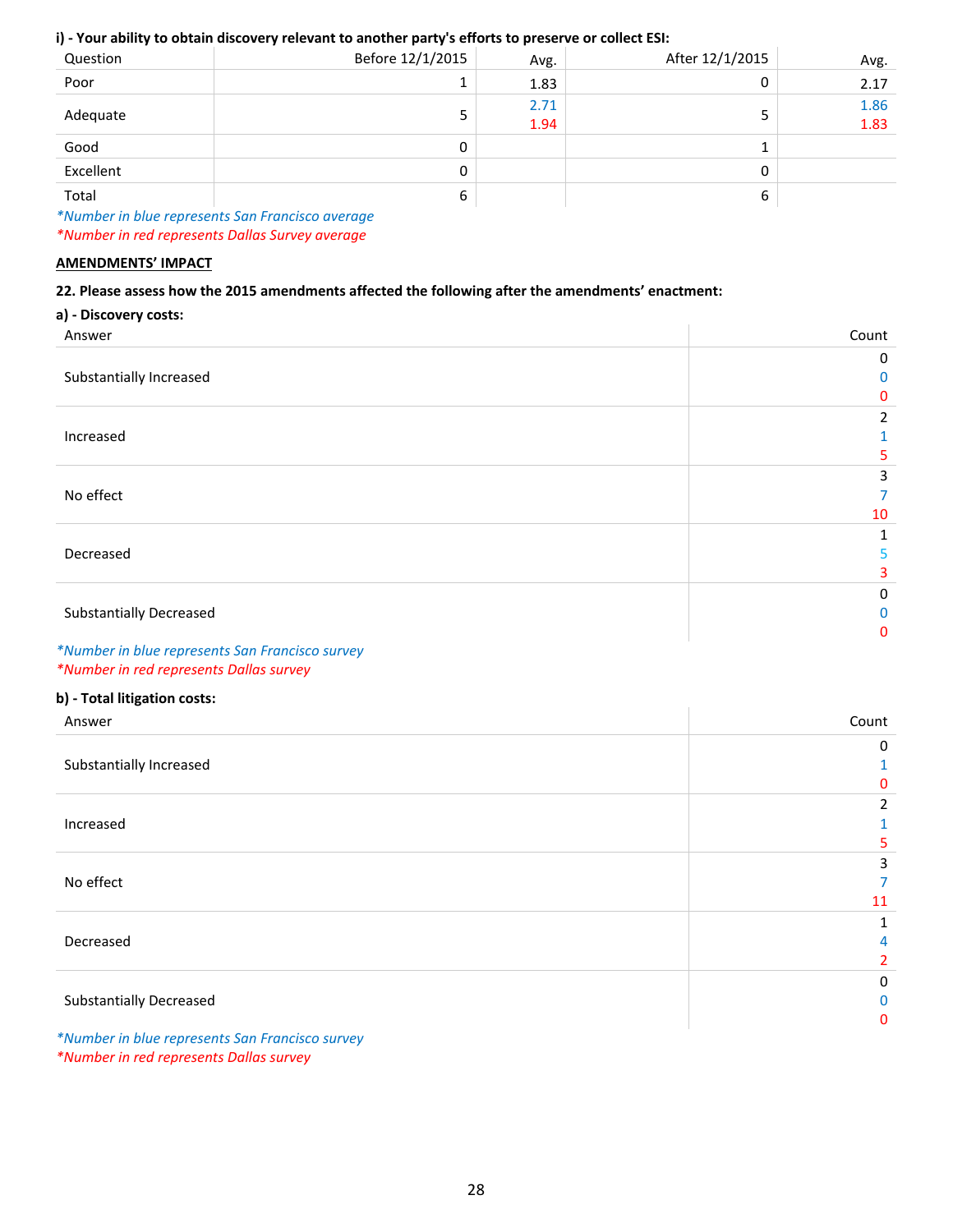**i) - Your ability to obtain discovery relevant to another party's efforts to preserve or collect ESI:**

| Question | Before 12/1/2015 | Avg. | After 12/1/2015 | Avg. |
|---|---|---|---|---|
| Poor | 1 | 1.83 | 0 | 2.17 |
| Adequate | 5 | 2.71<br>1.94 | 5 | 1.86<br>1.83 |
| Good | 0 | | 1 | |
| Excellent | 0 | | 0 | |
| Total | 6 | | 6 | |

*\*Number in blue represents San Francisco average*
*\*Number in red represents Dallas Survey average*

**AMENDMENTS' IMPACT**

**22. Please assess how the 2015 amendments affected the following after the amendments' enactment:**

**a) - Discovery costs:**

| Answer | Count |
|---|---|
| Substantially Increased | 0<br>0<br>0 |
| Increased | 2<br>1<br>5 |
| No effect | 3<br>7<br>10 |
| Decreased | 1<br>5<br>3 |
| Substantially Decreased | 0<br>0<br>0 |

*\*Number in blue represents San Francisco survey*
*\*Number in red represents Dallas survey*

**b) - Total litigation costs:**

| Answer | Count |
|---|---|
| Substantially Increased | 0<br>1<br>0 |
| Increased | 2<br>1<br>5 |
| No effect | 3<br>7<br>11 |
| Decreased | 1<br>4<br>2 |
| Substantially Decreased | 0<br>0<br>0 |

*\*Number in blue represents San Francisco survey*
*\*Number in red represents Dallas survey*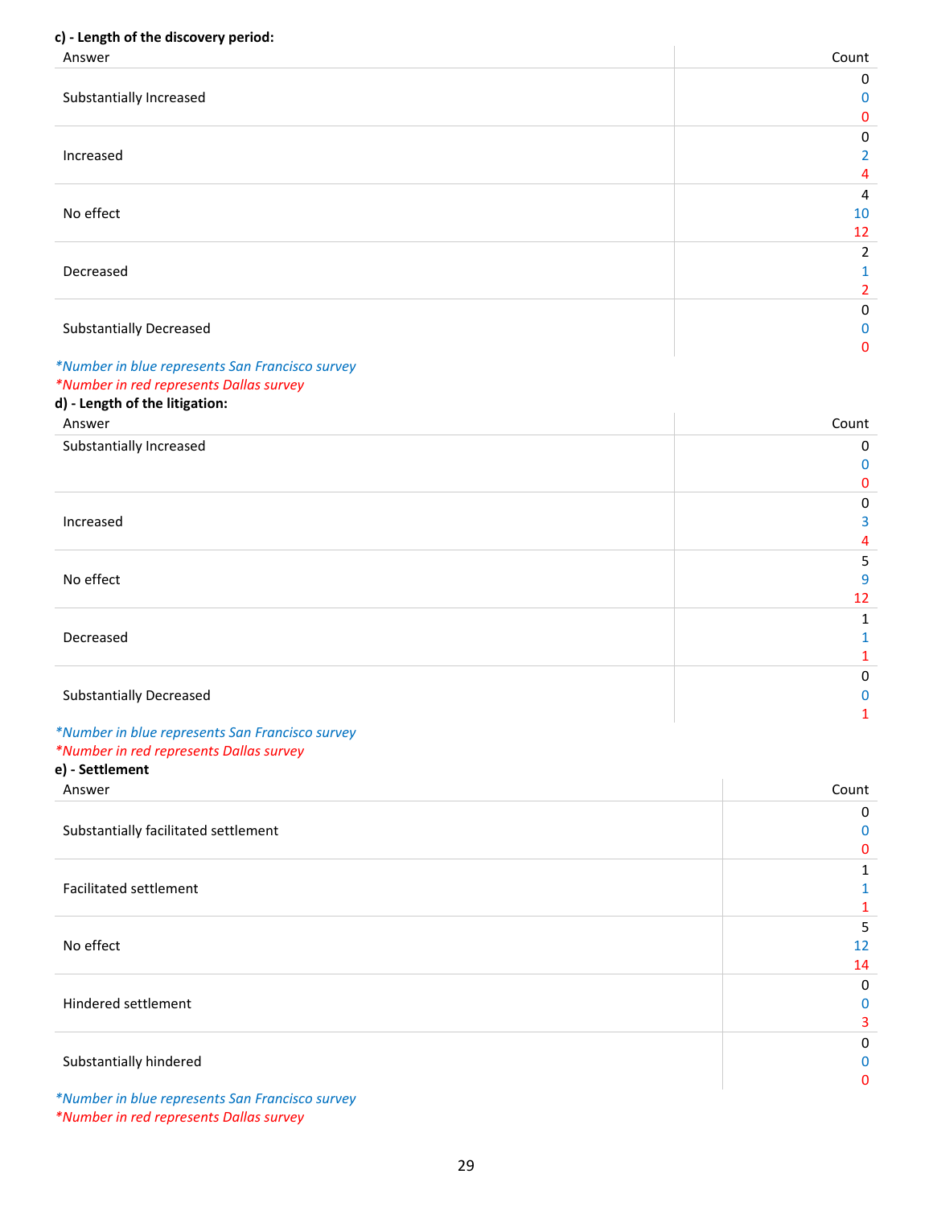**c) - Length of the discovery period:**

| Answer | Count |
|---|---|
| Substantially Increased | 0<br>0<br>0 |
| Increased | 0<br>2<br>4 |
| No effect | 4<br>10<br>12 |
| Decreased | 2<br>1<br>2 |
| Substantially Decreased | 0<br>0<br>0 |

*\*Number in blue represents San Francisco survey*
*\*Number in red represents Dallas survey*

**d) - Length of the litigation:**

| Answer | Count |
|---|---|
| Substantially Increased | 0<br>0<br>0 |
| Increased | 0<br>3<br>4 |
| No effect | 5<br>9<br>12 |
| Decreased | 1<br>1<br>1 |
| Substantially Decreased | 0<br>0<br>1 |

*\*Number in blue represents San Francisco survey*
*\*Number in red represents Dallas survey*

**e) - Settlement**

| Answer | Count |
|---|---|
| Substantially facilitated settlement | 0<br>0<br>0 |
| Facilitated settlement | 1<br>1<br>1 |
| No effect | 5<br>12<br>14 |
| Hindered settlement | 0<br>0<br>3 |
| Substantially hindered | 0<br>0<br>0 |

*\*Number in blue represents San Francisco survey*
*\*Number in red represents Dallas survey*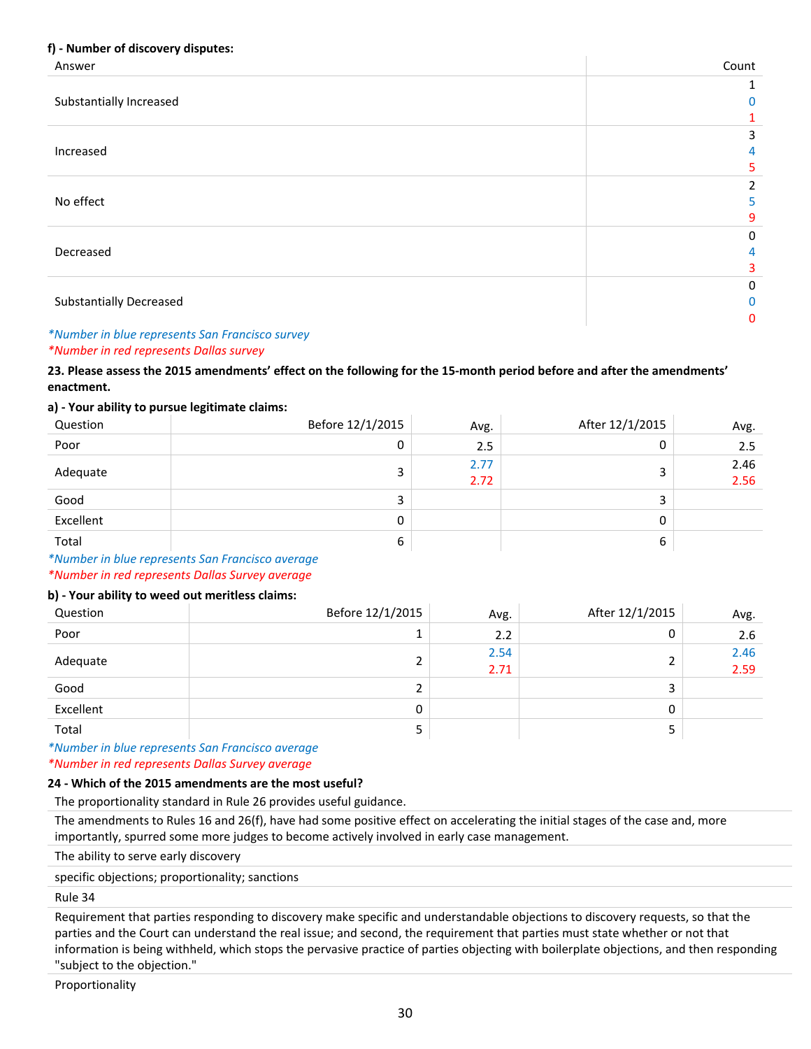**f) - Number of discovery disputes:**

| Answer | Count |
|---|---|
| Substantially Increased | 1<br>0<br>1 |
| Increased | 3<br>4<br>5 |
| No effect | 2<br>5<br>9 |
| Decreased | 0<br>4<br>3 |
| Substantially Decreased | 0<br>0<br>0 |

*\*Number in blue represents San Francisco survey*
*\*Number in red represents Dallas survey*

**23. Please assess the 2015 amendments' effect on the following for the 15-month period before and after the amendments' enactment.**

**a) - Your ability to pursue legitimate claims:**

| Question | Before 12/1/2015 | Avg. | After 12/1/2015 | Avg. |
|---|---|---|---|---|
| Poor | 0 | 2.5 | 0 | 2.5 |
| Adequate | 3 | 2.77<br>2.72 | 3 | 2.46<br>2.56 |
| Good | 3 | | 3 | |
| Excellent | 0 | | 0 | |
| Total | 6 | | 6 | |

*\*Number in blue represents San Francisco average*
*\*Number in red represents Dallas Survey average*

**b) - Your ability to weed out meritless claims:**

| Question | Before 12/1/2015 | Avg. | After 12/1/2015 | Avg. |
|---|---|---|---|---|
| Poor | 1 | 2.2 | 0 | 2.6 |
| Adequate | 2 | 2.54<br>2.71 | 2 | 2.46<br>2.59 |
| Good | 2 | | 3 | |
| Excellent | 0 | | 0 | |
| Total | 5 | | 5 | |

*\*Number in blue represents San Francisco average*
*\*Number in red represents Dallas Survey average*

**24 - Which of the 2015 amendments are the most useful?**

| |
|---|
| The proportionality standard in Rule 26 provides useful guidance. |
| The amendments to Rules 16 and 26(f), have had some positive effect on accelerating the initial stages of the case and, more importantly, spurred some more judges to become actively involved in early case management. |
| The ability to serve early discovery |
| specific objections; proportionality; sanctions |
| Rule 34 |
| Requirement that parties responding to discovery make specific and understandable objections to discovery requests, so that the parties and the Court can understand the real issue; and second, the requirement that parties must state whether or not that information is being withheld, which stops the pervasive practice of parties objecting with boilerplate objections, and then responding "subject to the objection." |
| Proportionality |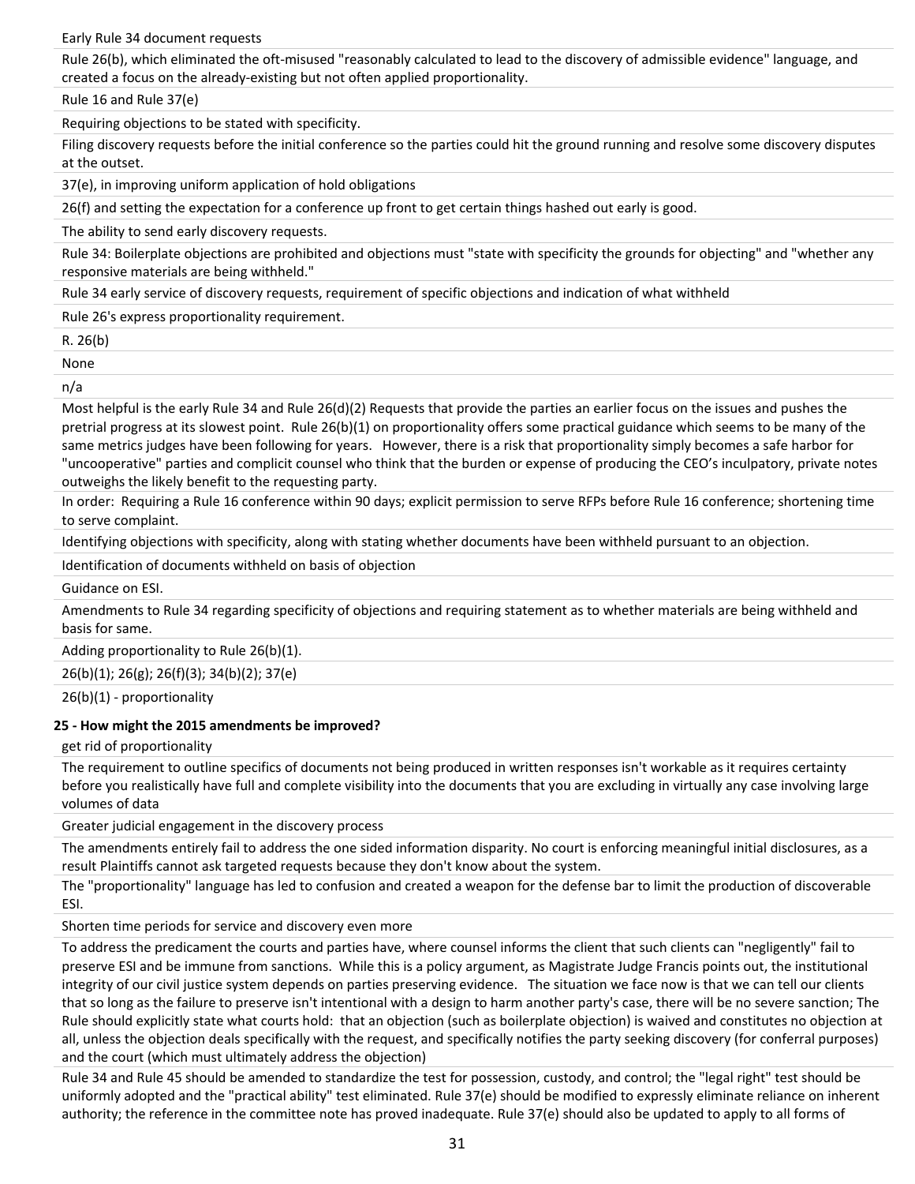Early Rule 34 document requests

Rule 26(b), which eliminated the oft-misused "reasonably calculated to lead to the discovery of admissible evidence" language, and created a focus on the already-existing but not often applied proportionality.

Rule 16 and Rule 37(e)

Requiring objections to be stated with specificity.

Filing discovery requests before the initial conference so the parties could hit the ground running and resolve some discovery disputes at the outset.

37(e), in improving uniform application of hold obligations

26(f) and setting the expectation for a conference up front to get certain things hashed out early is good.

The ability to send early discovery requests.

Rule 34: Boilerplate objections are prohibited and objections must "state with specificity the grounds for objecting" and "whether any responsive materials are being withheld."

Rule 34 early service of discovery requests, requirement of specific objections and indication of what withheld

Rule 26's express proportionality requirement.

R. 26(b)

None

n/a

Most helpful is the early Rule 34 and Rule 26(d)(2) Requests that provide the parties an earlier focus on the issues and pushes the pretrial progress at its slowest point. Rule 26(b)(1) on proportionality offers some practical guidance which seems to be many of the same metrics judges have been following for years. However, there is a risk that proportionality simply becomes a safe harbor for "uncooperative" parties and complicit counsel who think that the burden or expense of producing the CEO's inculpatory, private notes outweighs the likely benefit to the requesting party.

In order: Requiring a Rule 16 conference within 90 days; explicit permission to serve RFPs before Rule 16 conference; shortening time to serve complaint.

Identifying objections with specificity, along with stating whether documents have been withheld pursuant to an objection.

Identification of documents withheld on basis of objection

Guidance on ESI.

Amendments to Rule 34 regarding specificity of objections and requiring statement as to whether materials are being withheld and basis for same.

Adding proportionality to Rule 26(b)(1).

26(b)(1); 26(g); 26(f)(3); 34(b)(2); 37(e)

26(b)(1) - proportionality

**25 - How might the 2015 amendments be improved?**

get rid of proportionality

The requirement to outline specifics of documents not being produced in written responses isn't workable as it requires certainty before you realistically have full and complete visibility into the documents that you are excluding in virtually any case involving large volumes of data

Greater judicial engagement in the discovery process

The amendments entirely fail to address the one sided information disparity. No court is enforcing meaningful initial disclosures, as a result Plaintiffs cannot ask targeted requests because they don't know about the system.

The "proportionality" language has led to confusion and created a weapon for the defense bar to limit the production of discoverable ESI.

Shorten time periods for service and discovery even more

To address the predicament the courts and parties have, where counsel informs the client that such clients can "negligently" fail to preserve ESI and be immune from sanctions. While this is a policy argument, as Magistrate Judge Francis points out, the institutional integrity of our civil justice system depends on parties preserving evidence. The situation we face now is that we can tell our clients that so long as the failure to preserve isn't intentional with a design to harm another party's case, there will be no severe sanction; The Rule should explicitly state what courts hold: that an objection (such as boilerplate objection) is waived and constitutes no objection at all, unless the objection deals specifically with the request, and specifically notifies the party seeking discovery (for conferral purposes) and the court (which must ultimately address the objection)

Rule 34 and Rule 45 should be amended to standardize the test for possession, custody, and control; the "legal right" test should be uniformly adopted and the "practical ability" test eliminated. Rule 37(e) should be modified to expressly eliminate reliance on inherent authority; the reference in the committee note has proved inadequate. Rule 37(e) should also be updated to apply to all forms of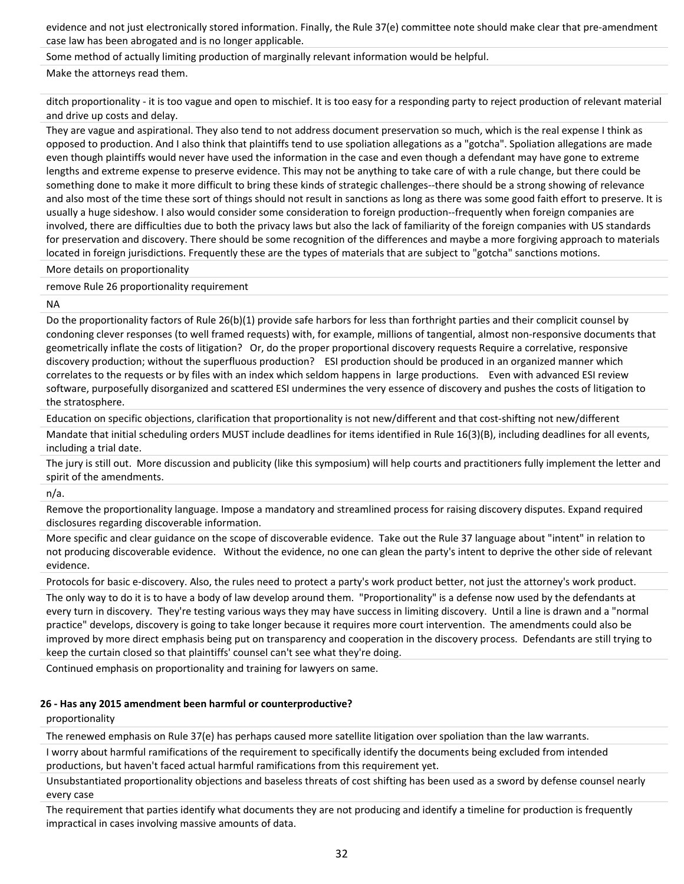evidence and not just electronically stored information. Finally, the Rule 37(e) committee note should make clear that pre-amendment case law has been abrogated and is no longer applicable.

Some method of actually limiting production of marginally relevant information would be helpful.

Make the attorneys read them.

ditch proportionality - it is too vague and open to mischief. It is too easy for a responding party to reject production of relevant material and drive up costs and delay.

They are vague and aspirational. They also tend to not address document preservation so much, which is the real expense I think as opposed to production. And I also think that plaintiffs tend to use spoliation allegations as a "gotcha". Spoliation allegations are made even though plaintiffs would never have used the information in the case and even though a defendant may have gone to extreme lengths and extreme expense to preserve evidence. This may not be anything to take care of with a rule change, but there could be something done to make it more difficult to bring these kinds of strategic challenges--there should be a strong showing of relevance and also most of the time these sort of things should not result in sanctions as long as there was some good faith effort to preserve. It is usually a huge sideshow. I also would consider some consideration to foreign production--frequently when foreign companies are involved, there are difficulties due to both the privacy laws but also the lack of familiarity of the foreign companies with US standards for preservation and discovery. There should be some recognition of the differences and maybe a more forgiving approach to materials located in foreign jurisdictions. Frequently these are the types of materials that are subject to "gotcha" sanctions motions.

More details on proportionality

remove Rule 26 proportionality requirement

NA

Do the proportionality factors of Rule 26(b)(1) provide safe harbors for less than forthright parties and their complicit counsel by condoning clever responses (to well framed requests) with, for example, millions of tangential, almost non-responsive documents that geometrically inflate the costs of litigation? Or, do the proper proportional discovery requests Require a correlative, responsive discovery production; without the superfluous production? ESI production should be produced in an organized manner which correlates to the requests or by files with an index which seldom happens in large productions. Even with advanced ESI review software, purposefully disorganized and scattered ESI undermines the very essence of discovery and pushes the costs of litigation to the stratosphere.

Education on specific objections, clarification that proportionality is not new/different and that cost-shifting not new/different

Mandate that initial scheduling orders MUST include deadlines for items identified in Rule 16(3)(B), including deadlines for all events, including a trial date.

The jury is still out. More discussion and publicity (like this symposium) will help courts and practitioners fully implement the letter and spirit of the amendments.

n/a.

Remove the proportionality language. Impose a mandatory and streamlined process for raising discovery disputes. Expand required disclosures regarding discoverable information.

More specific and clear guidance on the scope of discoverable evidence. Take out the Rule 37 language about "intent" in relation to not producing discoverable evidence. Without the evidence, no one can glean the party's intent to deprive the other side of relevant evidence.

Protocols for basic e-discovery. Also, the rules need to protect a party's work product better, not just the attorney's work product.

The only way to do it is to have a body of law develop around them. "Proportionality" is a defense now used by the defendants at every turn in discovery. They're testing various ways they may have success in limiting discovery. Until a line is drawn and a "normal practice" develops, discovery is going to take longer because it requires more court intervention. The amendments could also be improved by more direct emphasis being put on transparency and cooperation in the discovery process. Defendants are still trying to keep the curtain closed so that plaintiffs' counsel can't see what they're doing.

Continued emphasis on proportionality and training for lawyers on same.

**26 - Has any 2015 amendment been harmful or counterproductive?**

proportionality

The renewed emphasis on Rule 37(e) has perhaps caused more satellite litigation over spoliation than the law warrants.

I worry about harmful ramifications of the requirement to specifically identify the documents being excluded from intended productions, but haven't faced actual harmful ramifications from this requirement yet.

Unsubstantiated proportionality objections and baseless threats of cost shifting has been used as a sword by defense counsel nearly every case

The requirement that parties identify what documents they are not producing and identify a timeline for production is frequently impractical in cases involving massive amounts of data.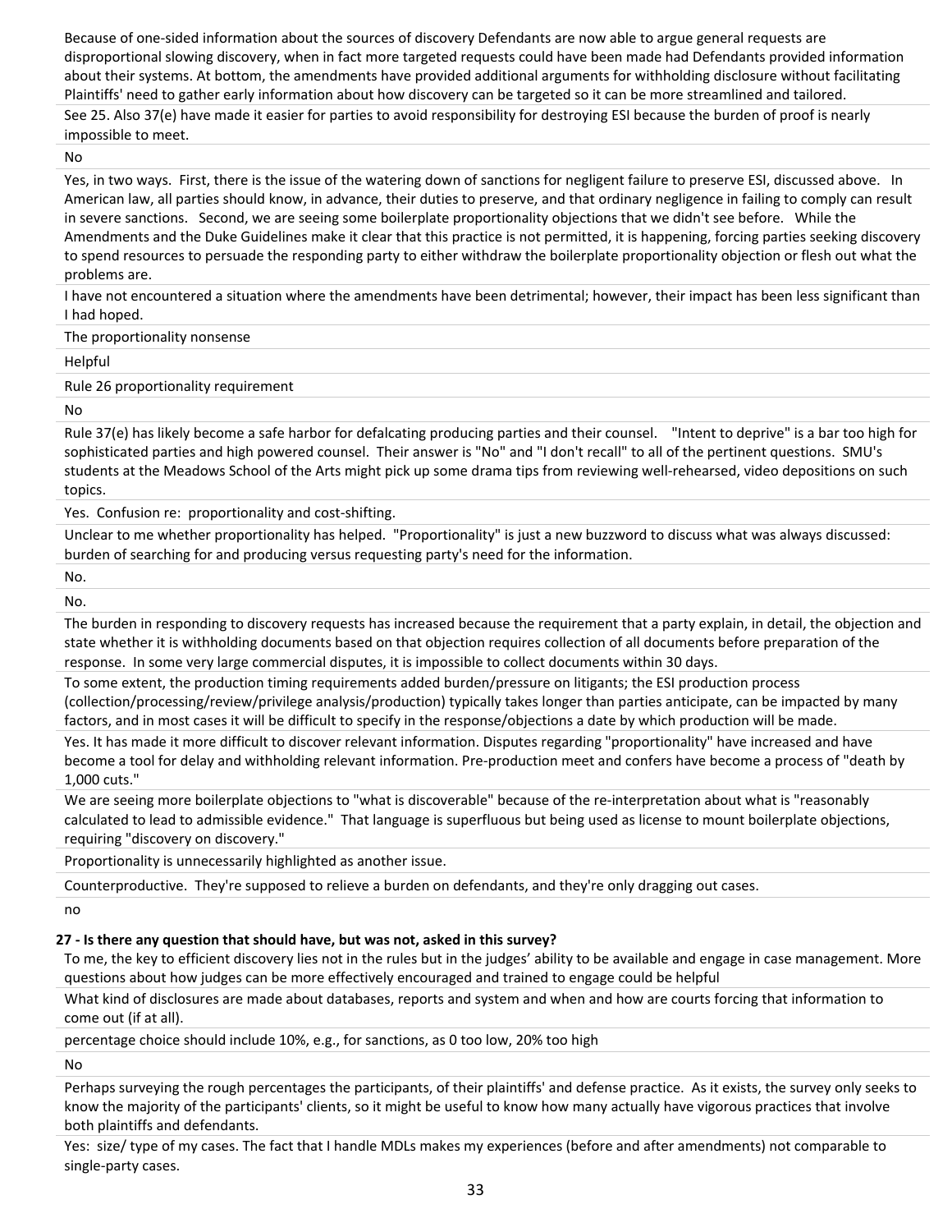Because of one-sided information about the sources of discovery Defendants are now able to argue general requests are disproportional slowing discovery, when in fact more targeted requests could have been made had Defendants provided information about their systems. At bottom, the amendments have provided additional arguments for withholding disclosure without facilitating Plaintiffs' need to gather early information about how discovery can be targeted so it can be more streamlined and tailored.

See 25. Also 37(e) have made it easier for parties to avoid responsibility for destroying ESI because the burden of proof is nearly impossible to meet.

No

Yes, in two ways. First, there is the issue of the watering down of sanctions for negligent failure to preserve ESI, discussed above. In American law, all parties should know, in advance, their duties to preserve, and that ordinary negligence in failing to comply can result in severe sanctions. Second, we are seeing some boilerplate proportionality objections that we didn't see before. While the Amendments and the Duke Guidelines make it clear that this practice is not permitted, it is happening, forcing parties seeking discovery to spend resources to persuade the responding party to either withdraw the boilerplate proportionality objection or flesh out what the problems are.

I have not encountered a situation where the amendments have been detrimental; however, their impact has been less significant than I had hoped.

The proportionality nonsense

Helpful

Rule 26 proportionality requirement

No

Rule 37(e) has likely become a safe harbor for defalcating producing parties and their counsel. "Intent to deprive" is a bar too high for sophisticated parties and high powered counsel. Their answer is "No" and "I don't recall" to all of the pertinent questions. SMU's students at the Meadows School of the Arts might pick up some drama tips from reviewing well-rehearsed, video depositions on such topics.

Yes. Confusion re: proportionality and cost-shifting.

Unclear to me whether proportionality has helped. "Proportionality" is just a new buzzword to discuss what was always discussed: burden of searching for and producing versus requesting party's need for the information.

No.

No.

The burden in responding to discovery requests has increased because the requirement that a party explain, in detail, the objection and state whether it is withholding documents based on that objection requires collection of all documents before preparation of the response. In some very large commercial disputes, it is impossible to collect documents within 30 days.

To some extent, the production timing requirements added burden/pressure on litigants; the ESI production process (collection/processing/review/privilege analysis/production) typically takes longer than parties anticipate, can be impacted by many factors, and in most cases it will be difficult to specify in the response/objections a date by which production will be made.

Yes. It has made it more difficult to discover relevant information. Disputes regarding "proportionality" have increased and have become a tool for delay and withholding relevant information. Pre-production meet and confers have become a process of "death by 1,000 cuts."

We are seeing more boilerplate objections to "what is discoverable" because of the re-interpretation about what is "reasonably calculated to lead to admissible evidence." That language is superfluous but being used as license to mount boilerplate objections, requiring "discovery on discovery."

Proportionality is unnecessarily highlighted as another issue.

Counterproductive. They're supposed to relieve a burden on defendants, and they're only dragging out cases.

no

**27 - Is there any question that should have, but was not, asked in this survey?**

To me, the key to efficient discovery lies not in the rules but in the judges' ability to be available and engage in case management. More questions about how judges can be more effectively encouraged and trained to engage could be helpful

What kind of disclosures are made about databases, reports and system and when and how are courts forcing that information to come out (if at all).

percentage choice should include 10%, e.g., for sanctions, as 0 too low, 20% too high

No

Perhaps surveying the rough percentages the participants, of their plaintiffs' and defense practice. As it exists, the survey only seeks to know the majority of the participants' clients, so it might be useful to know how many actually have vigorous practices that involve both plaintiffs and defendants.

Yes: size/ type of my cases. The fact that I handle MDLs makes my experiences (before and after amendments) not comparable to single-party cases.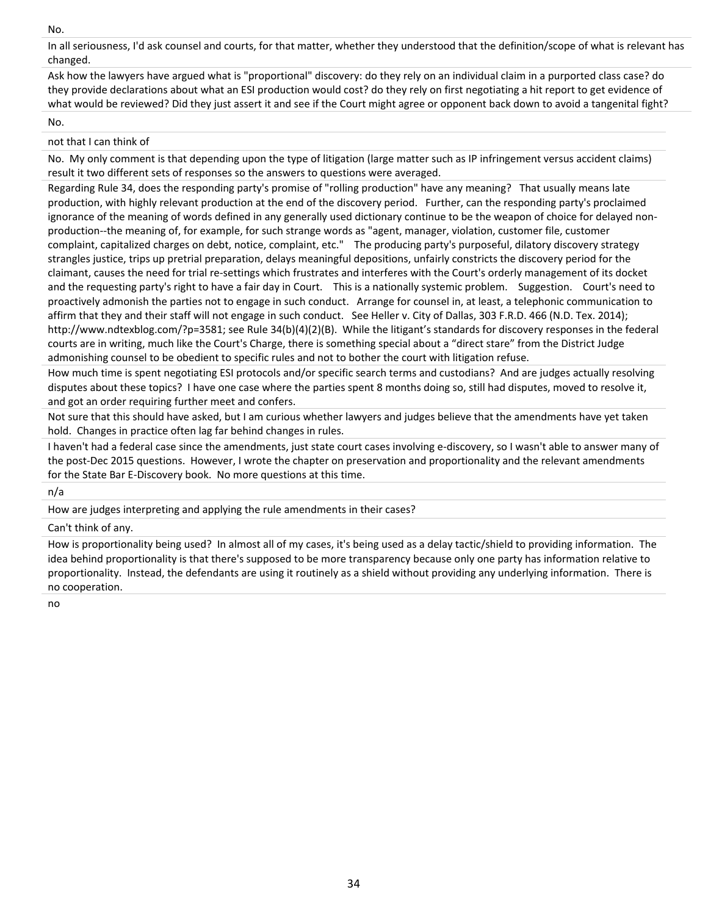No.

In all seriousness, I'd ask counsel and courts, for that matter, whether they understood that the definition/scope of what is relevant has changed.

Ask how the lawyers have argued what is "proportional" discovery: do they rely on an individual claim in a purported class case? do they provide declarations about what an ESI production would cost? do they rely on first negotiating a hit report to get evidence of what would be reviewed? Did they just assert it and see if the Court might agree or opponent back down to avoid a tangenital fight?

No.

not that I can think of

No. My only comment is that depending upon the type of litigation (large matter such as IP infringement versus accident claims) result it two different sets of responses so the answers to questions were averaged.

Regarding Rule 34, does the responding party's promise of "rolling production" have any meaning? That usually means late production, with highly relevant production at the end of the discovery period. Further, can the responding party's proclaimed ignorance of the meaning of words defined in any generally used dictionary continue to be the weapon of choice for delayed non-production--the meaning of, for example, for such strange words as "agent, manager, violation, customer file, customer complaint, capitalized charges on debt, notice, complaint, etc." The producing party's purposeful, dilatory discovery strategy strangles justice, trips up pretrial preparation, delays meaningful depositions, unfairly constricts the discovery period for the claimant, causes the need for trial re-settings which frustrates and interferes with the Court's orderly management of its docket and the requesting party's right to have a fair day in Court. This is a nationally systemic problem. Suggestion. Court's need to proactively admonish the parties not to engage in such conduct. Arrange for counsel in, at least, a telephonic communication to affirm that they and their staff will not engage in such conduct. See Heller v. City of Dallas, 303 F.R.D. 466 (N.D. Tex. 2014); http://www.ndtexblog.com/?p=3581; see Rule 34(b)(4)(2)(B). While the litigant's standards for discovery responses in the federal courts are in writing, much like the Court's Charge, there is something special about a "direct stare" from the District Judge admonishing counsel to be obedient to specific rules and not to bother the court with litigation refuse.

How much time is spent negotiating ESI protocols and/or specific search terms and custodians? And are judges actually resolving disputes about these topics? I have one case where the parties spent 8 months doing so, still had disputes, moved to resolve it, and got an order requiring further meet and confers.

Not sure that this should have asked, but I am curious whether lawyers and judges believe that the amendments have yet taken hold. Changes in practice often lag far behind changes in rules.

I haven't had a federal case since the amendments, just state court cases involving e-discovery, so I wasn't able to answer many of the post-Dec 2015 questions. However, I wrote the chapter on preservation and proportionality and the relevant amendments for the State Bar E-Discovery book. No more questions at this time.

n/a

How are judges interpreting and applying the rule amendments in their cases?

Can't think of any.

How is proportionality being used? In almost all of my cases, it's being used as a delay tactic/shield to providing information. The idea behind proportionality is that there's supposed to be more transparency because only one party has information relative to proportionality. Instead, the defendants are using it routinely as a shield without providing any underlying information. There is no cooperation.

no